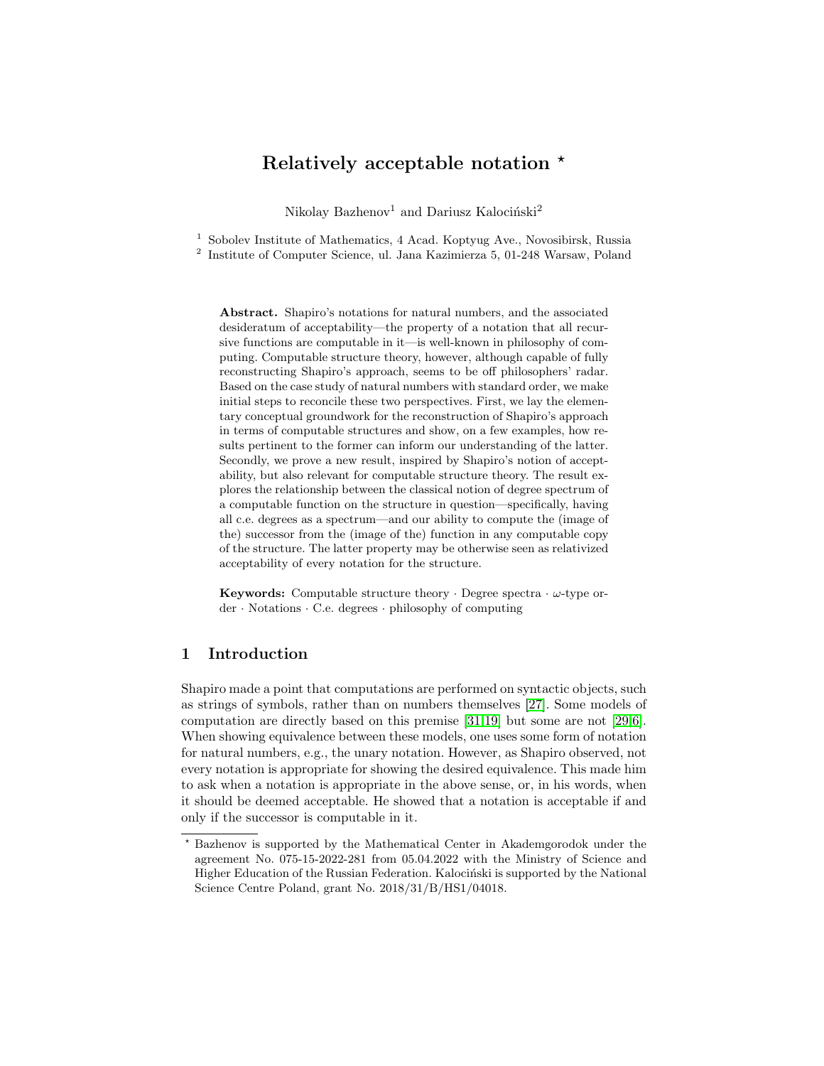# Relatively acceptable notation *

Nikolay Bazhenov[1] and Dariusz Kalociński[2]

[1] Sobolev Institute of Mathematics, 4 Acad. Koptyug Ave., Novosibirsk, Russia
[2] Institute of Computer Science, ul. Jana Kazimierza 5, 01-248 Warsaw, Poland

**Abstract.** Shapiro's notations for natural numbers, and the associated desideratum of acceptability—the property of a notation that all recursive functions are computable in it—is well-known in philosophy of computing. Computable structure theory, however, although capable of fully reconstructing Shapiro's approach, seems to be off philosophers' radar. Based on the case study of natural numbers with standard order, we make initial steps to reconcile these two perspectives. First, we lay the elementary conceptual groundwork for the reconstruction of Shapiro's approach in terms of computable structures and show, on a few examples, how results pertinent to the former can inform our understanding of the latter. Secondly, we prove a new result, inspired by Shapiro's notion of acceptability, but also relevant for computable structure theory. The result explores the relationship between the classical notion of degree spectrum of a computable function on the structure in question—specifically, having all c.e. degrees as a spectrum—and our ability to compute the (image of the) successor from the (image of the) function in any computable copy of the structure. The latter property may be otherwise seen as relativized acceptability of every notation for the structure.

**Keywords:** Computable structure theory · Degree spectra · $\omega$-type order · Notations · C.e. degrees · philosophy of computing

## 1 Introduction

Shapiro made a point that computations are performed on syntactic objects, such as strings of symbols, rather than on numbers themselves [27]. Some models of computation are directly based on this premise [31,19] but some are not [29,6]. When showing equivalence between these models, one uses some form of notation for natural numbers, e.g., the unary notation. However, as Shapiro observed, not every notation is appropriate for showing the desired equivalence. This made him to ask when a notation is appropriate in the above sense, or, in his words, when it should be deemed acceptable. He showed that a notation is acceptable if and only if the successor is computable in it.

* Bazhenov is supported by the Mathematical Center in Akademgorodok under the agreement No. 075-15-2022-281 from 05.04.2022 with the Ministry of Science and Higher Education of the Russian Federation. Kalociński is supported by the National Science Centre Poland, grant No. 2018/31/B/HS1/04018.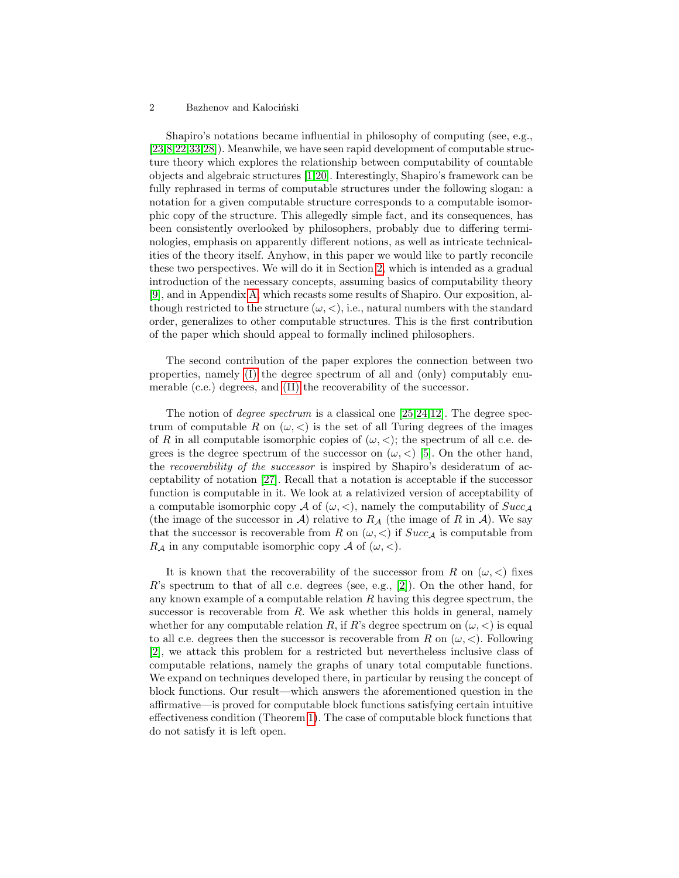Shapiro's notations became influential in philosophy of computing (see, e.g., [23,8,22,33,28]). Meanwhile, we have seen rapid development of computable structure theory which explores the relationship between computability of countable objects and algebraic structures [1,20]. Interestingly, Shapiro's framework can be fully rephrased in terms of computable structures under the following slogan: a notation for a given computable structure corresponds to a computable isomorphic copy of the structure. This allegedly simple fact, and its consequences, has been consistently overlooked by philosophers, probably due to differing terminologies, emphasis on apparently different notions, as well as intricate technicalities of the theory itself. Anyhow, in this paper we would like to partly reconcile these two perspectives. We will do it in Section 2, which is intended as a gradual introduction of the necessary concepts, assuming basics of computability theory [9], and in Appendix A, which recasts some results of Shapiro. Our exposition, although restricted to the structure $(\omega, <)$, i.e., natural numbers with the standard order, generalizes to other computable structures. This is the first contribution of the paper which should appeal to formally inclined philosophers.

The second contribution of the paper explores the connection between two properties, namely (I) the degree spectrum of all and (only) computably enumerable (c.e.) degrees, and (II) the recoverability of the successor.

The notion of *degree spectrum* is a classical one [25,24,12]. The degree spectrum of computable $R$ on $(\omega, <)$ is the set of all Turing degrees of the images of $R$ in all computable isomorphic copies of $(\omega, <)$; the spectrum of all c.e. degrees is the degree spectrum of the successor on $(\omega, <)$ [5]. On the other hand, the *recoverability of the successor* is inspired by Shapiro's desideratum of acceptability of notation [27]. Recall that a notation is acceptable if the successor function is computable in it. We look at a relativized version of acceptability of a computable isomorphic copy $\mathcal{A}$ of $(\omega, <)$, namely the computability of $Succ_{\mathcal{A}}$ (the image of the successor in $\mathcal{A}$) relative to $R_{\mathcal{A}}$ (the image of $R$ in $\mathcal{A}$). We say that the successor is recoverable from $R$ on $(\omega, <)$ if $Succ_{\mathcal{A}}$ is computable from $R_{\mathcal{A}}$ in any computable isomorphic copy $\mathcal{A}$ of $(\omega, <)$.

It is known that the recoverability of the successor from $R$ on $(\omega, <)$ fixes $R$'s spectrum to that of all c.e. degrees (see, e.g., [2]). On the other hand, for any known example of a computable relation $R$ having this degree spectrum, the successor is recoverable from $R$. We ask whether this holds in general, namely whether for any computable relation $R$, if $R$'s degree spectrum on $(\omega, <)$ is equal to all c.e. degrees then the successor is recoverable from $R$ on $(\omega, <)$. Following [2], we attack this problem for a restricted but nevertheless inclusive class of computable relations, namely the graphs of unary total computable functions. We expand on techniques developed there, in particular by reusing the concept of block functions. Our result—which answers the aforementioned question in the affirmative—is proved for computable block functions satisfying certain intuitive effectiveness condition (Theorem 1). The case of computable block functions that do not satisfy it is left open.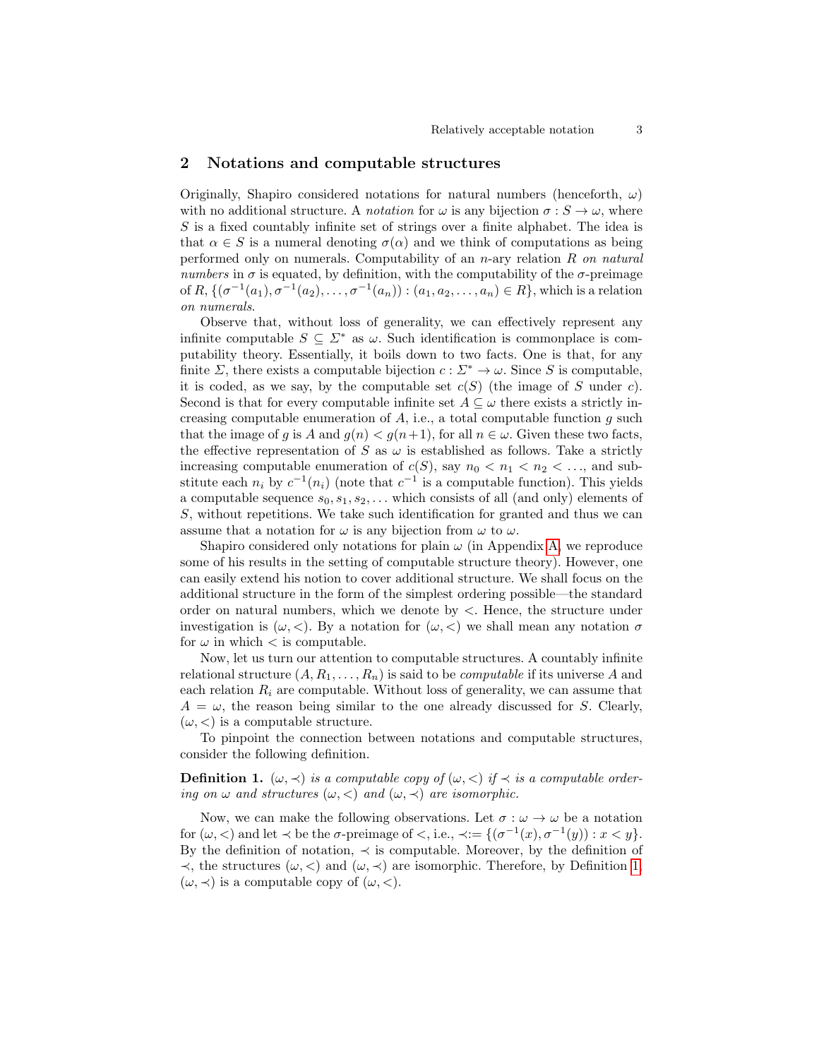## 2 Notations and computable structures

Originally, Shapiro considered notations for natural numbers (henceforth, $\omega$) with no additional structure. A *notation* for $\omega$ is any bijection $\sigma : S \to \omega$, where $S$ is a fixed countably infinite set of strings over a finite alphabet. The idea is that $\alpha \in S$ is a numeral denoting $\sigma(\alpha)$ and we think of computations as being performed only on numerals. Computability of an $n$-ary relation $R$ *on natural numbers* in $\sigma$ is equated, by definition, with the computability of the $\sigma$-preimage of $R$, $\{(\sigma^{-1}(a_1), \sigma^{-1}(a_2), \ldots, \sigma^{-1}(a_n)) : (a_1, a_2, \ldots, a_n) \in R\}$, which is a relation *on numerals*.

Observe that, without loss of generality, we can effectively represent any infinite computable $S \subseteq \Sigma^*$ as $\omega$. Such identification is commonplace is computability theory. Essentially, it boils down to two facts. One is that, for any finite $\Sigma$, there exists a computable bijection $c : \Sigma^* \to \omega$. Since $S$ is computable, it is coded, as we say, by the computable set $c(S)$ (the image of $S$ under $c$). Second is that for every computable infinite set $A \subseteq \omega$ there exists a strictly increasing computable enumeration of $A$, i.e., a total computable function $g$ such that the image of $g$ is $A$ and $g(n) < g(n+1)$, for all $n \in \omega$. Given these two facts, the effective representation of $S$ as $\omega$ is established as follows. Take a strictly increasing computable enumeration of $c(S)$, say $n_0 < n_1 < n_2 < \ldots$, and substitute each $n_i$ by $c^{-1}(n_i)$ (note that $c^{-1}$ is a computable function). This yields a computable sequence $s_0, s_1, s_2, \ldots$ which consists of all (and only) elements of $S$, without repetitions. We take such identification for granted and thus we can assume that a notation for $\omega$ is any bijection from $\omega$ to $\omega$.

Shapiro considered only notations for plain $\omega$ (in Appendix A, we reproduce some of his results in the setting of computable structure theory). However, one can easily extend his notion to cover additional structure. We shall focus on the additional structure in the form of the simplest ordering possible—the standard order on natural numbers, which we denote by $<$. Hence, the structure under investigation is $(\omega, <)$. By a notation for $(\omega, <)$ we shall mean any notation $\sigma$ for $\omega$ in which $<$ is computable.

Now, let us turn our attention to computable structures. A countably infinite relational structure $(A, R_1, \ldots, R_n)$ is said to be *computable* if its universe $A$ and each relation $R_i$ are computable. Without loss of generality, we can assume that $A = \omega$, the reason being similar to the one already discussed for $S$. Clearly, $(\omega, <)$ is a computable structure.

To pinpoint the connection between notations and computable structures, consider the following definition.

**Definition 1.** *$(\omega, \prec)$ is a computable copy of $(\omega, <)$ if $\prec$ is a computable ordering on $\omega$ and structures $(\omega, <)$ and $(\omega, \prec)$ are isomorphic.*

Now, we can make the following observations. Let $\sigma : \omega \to \omega$ be a notation for $(\omega, <)$ and let $\prec$ be the $\sigma$-preimage of $<$, i.e., $\prec := \{(\sigma^{-1}(x), \sigma^{-1}(y)) : x < y\}$. By the definition of notation, $\prec$ is computable. Moreover, by the definition of $\prec$, the structures $(\omega, <)$ and $(\omega, \prec)$ are isomorphic. Therefore, by Definition 1, $(\omega, \prec)$ is a computable copy of $(\omega, <)$.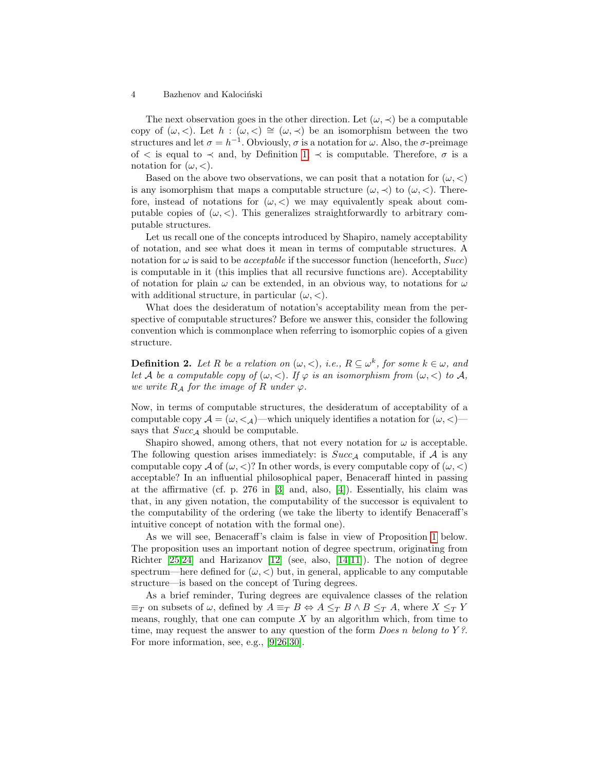The next observation goes in the other direction. Let $(\omega, \prec)$ be a computable copy of $(\omega, <)$. Let $h : (\omega, <) \cong (\omega, \prec)$ be an isomorphism between the two structures and let $\sigma = h^{-1}$. Obviously, $\sigma$ is a notation for $\omega$. Also, the $\sigma$-preimage of $<$ is equal to $\prec$ and, by Definition 1, $\prec$ is computable. Therefore, $\sigma$ is a notation for $(\omega, <)$.

Based on the above two observations, we can posit that a notation for $(\omega, <)$ is any isomorphism that maps a computable structure $(\omega, \prec)$ to $(\omega, <)$. Therefore, instead of notations for $(\omega, <)$ we may equivalently speak about computable copies of $(\omega, <)$. This generalizes straightforwardly to arbitrary computable structures.

Let us recall one of the concepts introduced by Shapiro, namely acceptability of notation, and see what does it mean in terms of computable structures. A notation for $\omega$ is said to be *acceptable* if the successor function (henceforth, $Succ$) is computable in it (this implies that all recursive functions are). Acceptability of notation for plain $\omega$ can be extended, in an obvious way, to notations for $\omega$ with additional structure, in particular $(\omega, <)$.

What does the desideratum of notation's acceptability mean from the perspective of computable structures? Before we answer this, consider the following convention which is commonplace when referring to isomorphic copies of a given structure.

**Definition 2.** *Let $R$ be a relation on $(\omega, <)$, i.e., $R \subseteq \omega^k$, for some $k \in \omega$, and let $\mathcal{A}$ be a computable copy of $(\omega, <)$. If $\varphi$ is an isomorphism from $(\omega, <)$ to $\mathcal{A}$, we write $R_{\mathcal{A}}$ for the image of $R$ under $\varphi$.*

Now, in terms of computable structures, the desideratum of acceptability of a computable copy $\mathcal{A} = (\omega, <_{\mathcal{A}})$—which uniquely identifies a notation for $(\omega, <)$—says that $Succ_{\mathcal{A}}$ should be computable.

Shapiro showed, among others, that not every notation for $\omega$ is acceptable. The following question arises immediately: is $Succ_{\mathcal{A}}$ computable, if $\mathcal{A}$ is any computable copy $\mathcal{A}$ of $(\omega, <)$? In other words, is every computable copy of $(\omega, <)$ acceptable? In an influential philosophical paper, Benaceraff hinted in passing at the affirmative (cf. p. 276 in [3] and, also, [4]). Essentially, his claim was that, in any given notation, the computability of the successor is equivalent to the computability of the ordering (we take the liberty to identify Benaceraff's intuitive concept of notation with the formal one).

As we will see, Benaceraff's claim is false in view of Proposition 1 below. The proposition uses an important notion of degree spectrum, originating from Richter [25,24] and Harizanov [12] (see, also, [14,11]). The notion of degree spectrum—here defined for $(\omega, <)$ but, in general, applicable to any computable structure—is based on the concept of Turing degrees.

As a brief reminder, Turing degrees are equivalence classes of the relation $\equiv_T$ on subsets of $\omega$, defined by $A \equiv_T B \Leftrightarrow A \leq_T B \wedge B \leq_T A$, where $X \leq_T Y$ means, roughly, that one can compute $X$ by an algorithm which, from time to time, may request the answer to any question of the form *Does $n$ belong to $Y$?*. For more information, see, e.g., [9,26,30].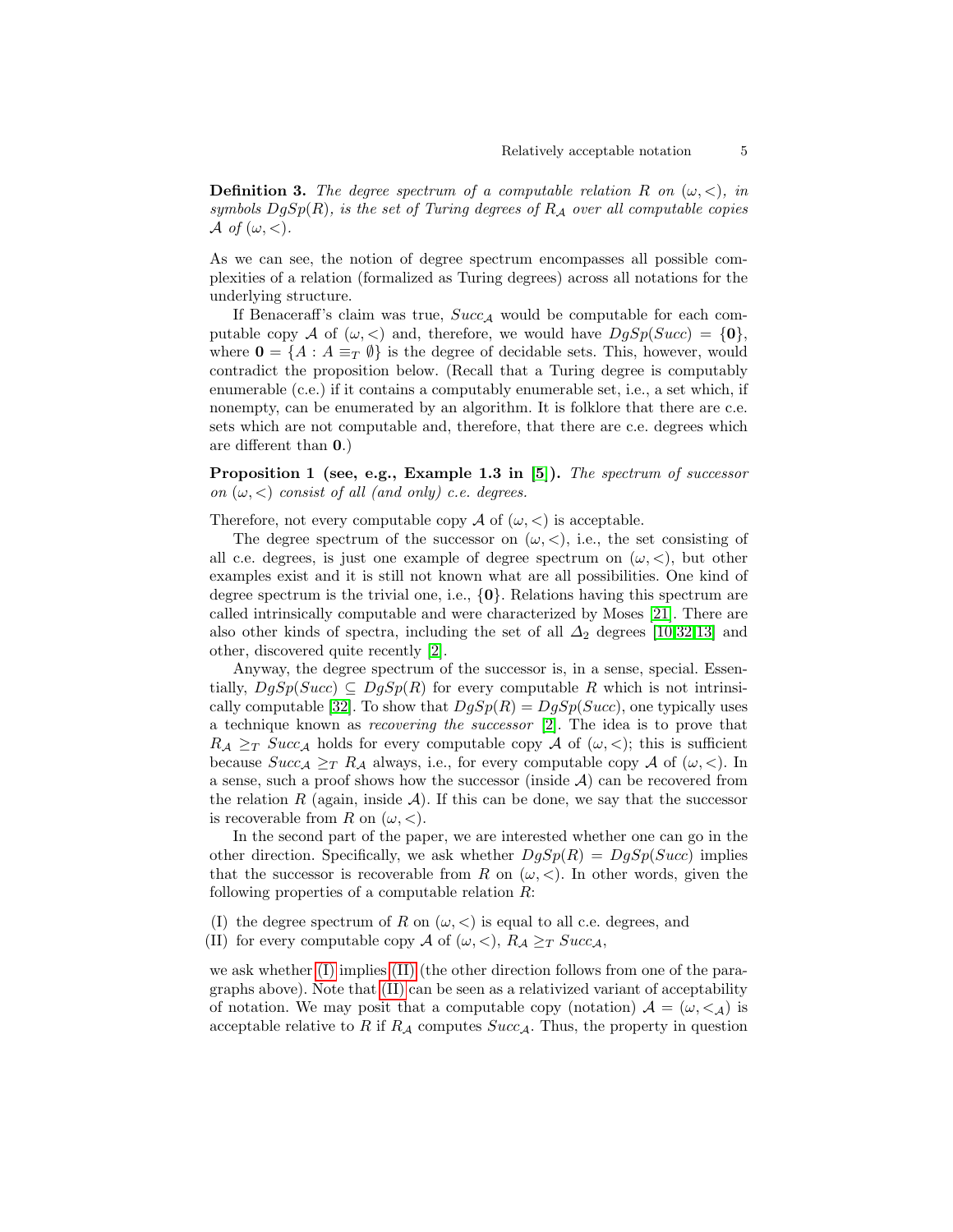**Definition 3.** *The degree spectrum of a computable relation $R$ on $(\omega, <)$, in symbols $DgSp(R)$, is the set of Turing degrees of $R_{\mathcal{A}}$ over all computable copies $\mathcal{A}$ of $(\omega, <)$.*

As we can see, the notion of degree spectrum encompasses all possible complexities of a relation (formalized as Turing degrees) across all notations for the underlying structure.

If Benaceraff's claim was true, $Succ_{\mathcal{A}}$ would be computable for each computable copy $\mathcal{A}$ of $(\omega, <)$ and, therefore, we would have $DgSp(Succ) = \{\mathbf{0}\}$, where $\mathbf{0} = \{A : A \equiv_T \emptyset\}$ is the degree of decidable sets. This, however, would contradict the proposition below. (Recall that a Turing degree is computably enumerable (c.e.) if it contains a computably enumerable set, i.e., a set which, if nonempty, can be enumerated by an algorithm. It is folklore that there are c.e. sets which are not computable and, therefore, that there are c.e. degrees which are different than $\mathbf{0}$.)

**Proposition 1 (see, e.g., Example 1.3 in [5]).** *The spectrum of successor on $(\omega, <)$ consist of all (and only) c.e. degrees.*

Therefore, not every computable copy $\mathcal{A}$ of $(\omega, <)$ is acceptable.

The degree spectrum of the successor on $(\omega, <)$, i.e., the set consisting of all c.e. degrees, is just one example of degree spectrum on $(\omega, <)$, but other examples exist and it is still not known what are all possibilities. One kind of degree spectrum is the trivial one, i.e., $\{\mathbf{0}\}$. Relations having this spectrum are called intrinsically computable and were characterized by Moses [21]. There are also other kinds of spectra, including the set of all $\Delta_2$ degrees [10,32,13] and other, discovered quite recently [2].

Anyway, the degree spectrum of the successor is, in a sense, special. Essentially, $DgSp(Succ) \subseteq DgSp(R)$ for every computable $R$ which is not intrinsically computable [32]. To show that $DgSp(R) = DgSp(Succ)$, one typically uses a technique known as *recovering the successor* [2]. The idea is to prove that $R_{\mathcal{A}} \geq_T Succ_{\mathcal{A}}$ holds for every computable copy $\mathcal{A}$ of $(\omega, <)$; this is sufficient because $Succ_{\mathcal{A}} \geq_T R_{\mathcal{A}}$ always, i.e., for every computable copy $\mathcal{A}$ of $(\omega, <)$. In a sense, such a proof shows how the successor (inside $\mathcal{A}$) can be recovered from the relation $R$ (again, inside $\mathcal{A}$). If this can be done, we say that the successor is recoverable from $R$ on $(\omega, <)$.

In the second part of the paper, we are interested whether one can go in the other direction. Specifically, we ask whether $DgSp(R) = DgSp(Succ)$ implies that the successor is recoverable from $R$ on $(\omega, <)$. In other words, given the following properties of a computable relation $R$:

(I) the degree spectrum of $R$ on $(\omega, <)$ is equal to all c.e. degrees, and
(II) for every computable copy $\mathcal{A}$ of $(\omega, <)$, $R_{\mathcal{A}} \geq_T Succ_{\mathcal{A}}$,

we ask whether (I) implies (II) (the other direction follows from one of the paragraphs above). Note that (II) can be seen as a relativized variant of acceptability of notation. We may posit that a computable copy (notation) $\mathcal{A} = (\omega, <_{\mathcal{A}})$ is acceptable relative to $R$ if $R_{\mathcal{A}}$ computes $Succ_{\mathcal{A}}$. Thus, the property in question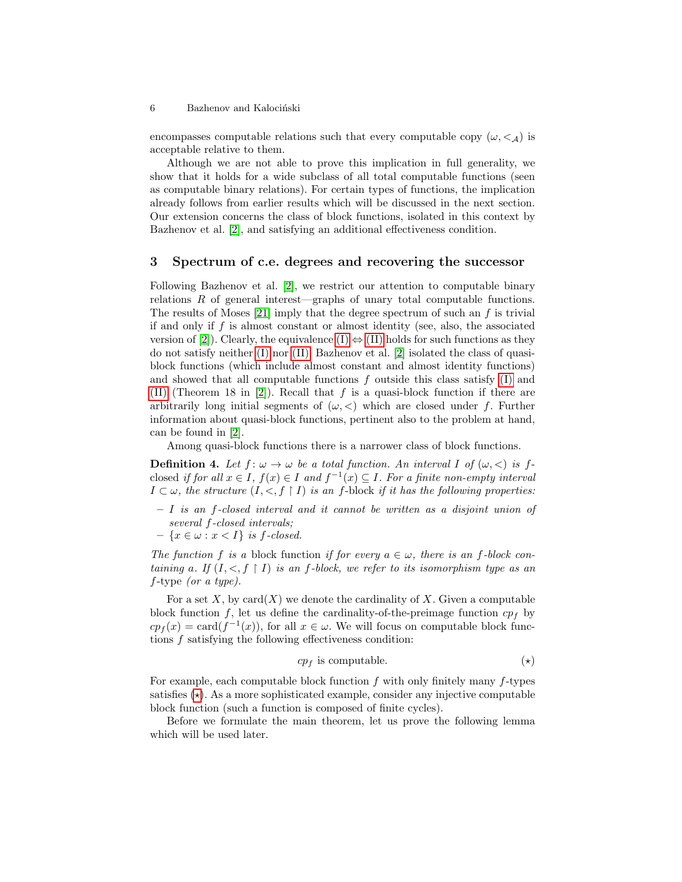encompasses computable relations such that every computable copy $(\omega, <_{\mathcal{A}})$ is acceptable relative to them.

Although we are not able to prove this implication in full generality, we show that it holds for a wide subclass of all total computable functions (seen as computable binary relations). For certain types of functions, the implication already follows from earlier results which will be discussed in the next section. Our extension concerns the class of block functions, isolated in this context by Bazhenov et al. [2], and satisfying an additional effectiveness condition.

## 3 Spectrum of c.e. degrees and recovering the successor

Following Bazhenov et al. [2], we restrict our attention to computable binary relations $R$ of general interest—graphs of unary total computable functions. The results of Moses [21] imply that the degree spectrum of such an $f$ is trivial if and only if $f$ is almost constant or almost identity (see, also, the associated version of [2]). Clearly, the equivalence (I) $\Leftrightarrow$ (II) holds for such functions as they do not satisfy neither (I) nor (II). Bazhenov et al. [2] isolated the class of quasi-block functions (which include almost constant and almost identity functions) and showed that all computable functions $f$ outside this class satisfy (I) and (II) (Theorem 18 in [2]). Recall that $f$ is a quasi-block function if there are arbitrarily long initial segments of $(\omega, <)$ which are closed under $f$. Further information about quasi-block functions, pertinent also to the problem at hand, can be found in [2].

Among quasi-block functions there is a narrower class of block functions.

**Definition 4.** *Let $f\colon \omega \to \omega$ be a total function. An interval $I$ of $(\omega, <)$ is $f$-*closed *if for all $x \in I$, $f(x) \in I$ and $f^{-1}(x) \subseteq I$. For a finite non-empty interval $I \subset \omega$, the structure $(I, <, f \upharpoonright I)$ is an $f$-*block *if it has the following properties:*

- *$I$ is an $f$-closed interval and it cannot be written as a disjoint union of several $f$-closed intervals;*
- *$\{x \in \omega : x < I\}$ is $f$-closed.*

*The function $f$ is a* block function *if for every $a \in \omega$, there is an $f$-block containing $a$. If $(I, <, f \upharpoonright I)$ is an $f$-block, we refer to its isomorphism type as an $f$-*type *(or a type).*

For a set $X$, by $\mathrm{card}(X)$ we denote the cardinality of $X$. Given a computable block function $f$, let us define the cardinality-of-the-preimage function $cp_f$ by $cp_f(x) = \mathrm{card}(f^{-1}(x))$, for all $x \in \omega$. We will focus on computable block functions $f$ satisfying the following effectiveness condition:

$$cp_f \text{ is computable.} \qquad (\star)$$

For example, each computable block function $f$ with only finitely many $f$-types satisfies ($\star$). As a more sophisticated example, consider any injective computable block function (such a function is composed of finite cycles).

Before we formulate the main theorem, let us prove the following lemma which will be used later.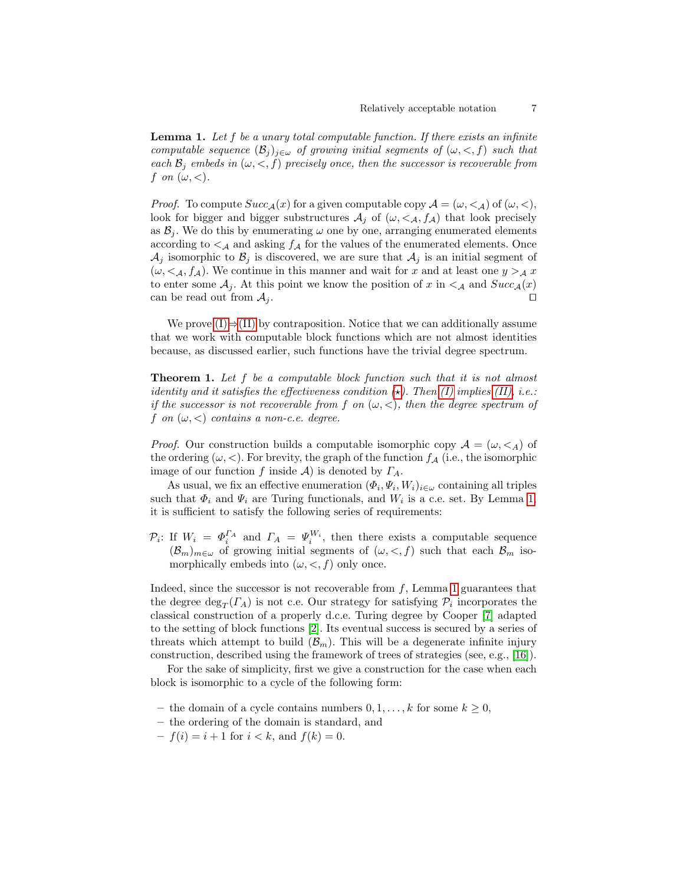**Lemma 1.** *Let $f$ be a unary total computable function. If there exists an infinite computable sequence $(\mathcal{B}_j)_{j\in\omega}$ of growing initial segments of $(\omega, <, f)$ such that each $\mathcal{B}_j$ embeds in $(\omega, <, f)$ precisely once, then the successor is recoverable from $f$ on $(\omega, <)$.*

*Proof.* To compute $Succ_{\mathcal{A}}(x)$ for a given computable copy $\mathcal{A} = (\omega, <_{\mathcal{A}})$ of $(\omega, <)$, look for bigger and bigger substructures $\mathcal{A}_j$ of $(\omega, <_{\mathcal{A}}, f_{\mathcal{A}})$ that look precisely as $\mathcal{B}_j$. We do this by enumerating $\omega$ one by one, arranging enumerated elements according to $<_{\mathcal{A}}$ and asking $f_{\mathcal{A}}$ for the values of the enumerated elements. Once $\mathcal{A}_j$ isomorphic to $\mathcal{B}_j$ is discovered, we are sure that $\mathcal{A}_j$ is an initial segment of $(\omega, <_{\mathcal{A}}, f_{\mathcal{A}})$. We continue in this manner and wait for $x$ and at least one $y >_{\mathcal{A}} x$ to enter some $\mathcal{A}_j$. At this point we know the position of $x$ in $<_{\mathcal{A}}$ and $Succ_{\mathcal{A}}(x)$ can be read out from $\mathcal{A}_j$. ◻

We prove (I)⇒(II) by contraposition. Notice that we can additionally assume that we work with computable block functions which are not almost identities because, as discussed earlier, such functions have the trivial degree spectrum.

**Theorem 1.** *Let $f$ be a computable block function such that it is not almost identity and it satisfies the effectiveness condition ($\star$). Then (I) implies (II), i.e.: if the successor is not recoverable from $f$ on $(\omega, <)$, then the degree spectrum of $f$ on $(\omega, <)$ contains a non-c.e. degree.*

*Proof.* Our construction builds a computable isomorphic copy $\mathcal{A} = (\omega, <_A)$ of the ordering $(\omega, <)$. For brevity, the graph of the function $f_{\mathcal{A}}$ (i.e., the isomorphic image of our function $f$ inside $\mathcal{A}$) is denoted by $\Gamma_A$.

As usual, we fix an effective enumeration $(\Phi_i, \Psi_i, W_i)_{i\in\omega}$ containing all triples such that $\Phi_i$ and $\Psi_i$ are Turing functionals, and $W_i$ is a c.e. set. By Lemma 1, it is sufficient to satisfy the following series of requirements:

$\mathcal{P}_i$: If $W_i = \Phi_i^{\Gamma_A}$ and $\Gamma_A = \Psi_i^{W_i}$, then there exists a computable sequence $(\mathcal{B}_m)_{m\in\omega}$ of growing initial segments of $(\omega, <, f)$ such that each $\mathcal{B}_m$ isomorphically embeds into $(\omega, <, f)$ only once.

Indeed, since the successor is not recoverable from $f$, Lemma 1 guarantees that the degree $\deg_T(\Gamma_A)$ is not c.e. Our strategy for satisfying $\mathcal{P}_i$ incorporates the classical construction of a properly d.c.e. Turing degree by Cooper [7] adapted to the setting of block functions [2]. Its eventual success is secured by a series of threats which attempt to build $(\mathcal{B}_m)$. This will be a degenerate infinite injury construction, described using the framework of trees of strategies (see, e.g., [16]).

For the sake of simplicity, first we give a construction for the case when each block is isomorphic to a cycle of the following form:

- the domain of a cycle contains numbers $0, 1, \ldots, k$ for some $k \geq 0$,
- the ordering of the domain is standard, and
- $f(i) = i + 1$ for $i < k$, and $f(k) = 0$.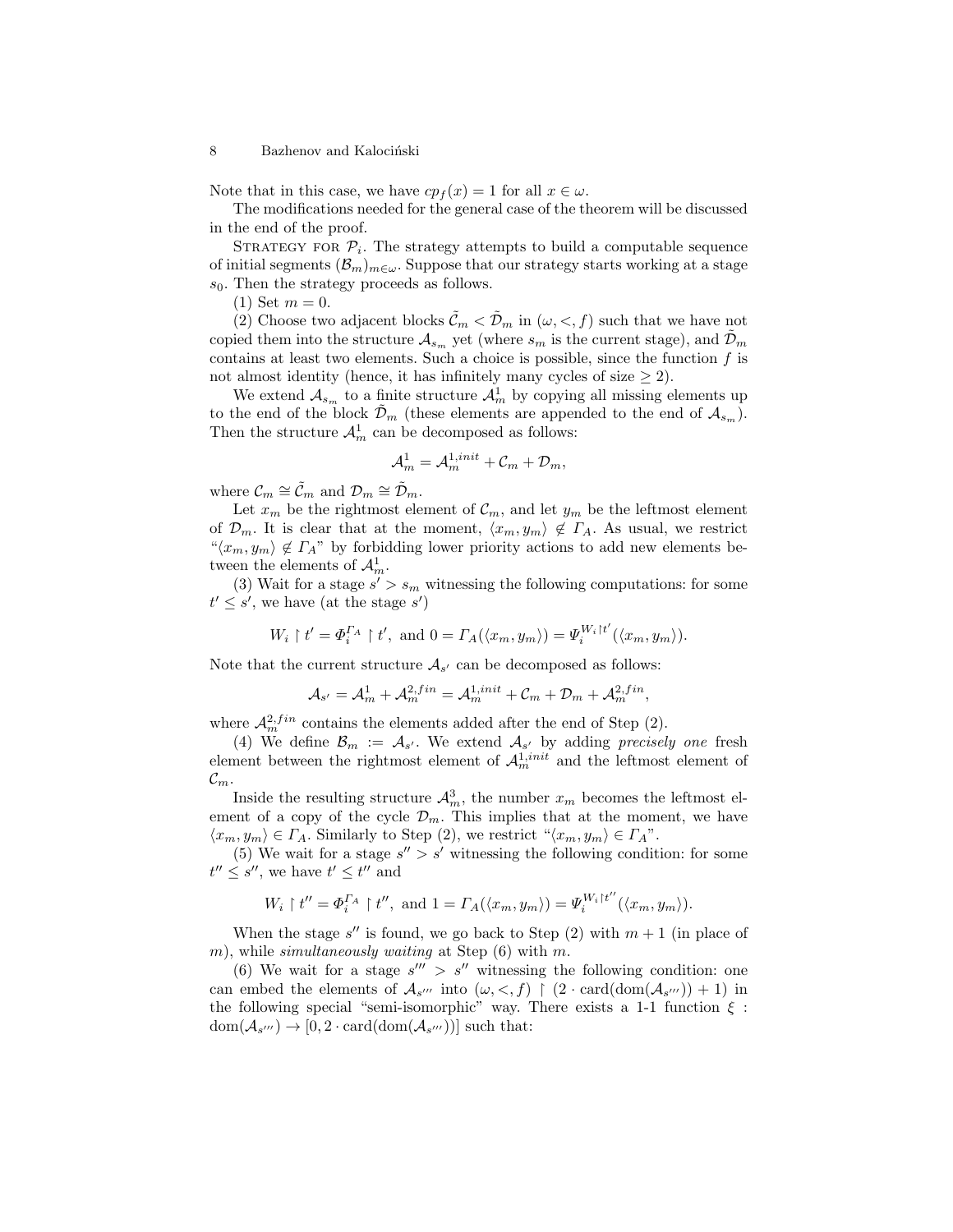Note that in this case, we have $cp_f(x) = 1$ for all $x \in \omega$.

The modifications needed for the general case of the theorem will be discussed in the end of the proof.

Strategy for $\mathcal{P}_i$. The strategy attempts to build a computable sequence of initial segments $(\mathcal{B}_m)_{m\in\omega}$. Suppose that our strategy starts working at a stage $s_0$. Then the strategy proceeds as follows.

(1) Set $m = 0$.

(2) Choose two adjacent blocks $\tilde{\mathcal{C}}_m < \tilde{\mathcal{D}}_m$ in $(\omega, <, f)$ such that we have not copied them into the structure $\mathcal{A}_{s_m}$ yet (where $s_m$ is the current stage), and $\tilde{\mathcal{D}}_m$ contains at least two elements. Such a choice is possible, since the function $f$ is not almost identity (hence, it has infinitely many cycles of size $\geq 2$).

We extend $\mathcal{A}_{s_m}$ to a finite structure $\mathcal{A}^1_m$ by copying all missing elements up to the end of the block $\tilde{\mathcal{D}}_m$ (these elements are appended to the end of $\mathcal{A}_{s_m}$). Then the structure $\mathcal{A}^1_m$ can be decomposed as follows:

$$\mathcal{A}^1_m = \mathcal{A}^{1,init}_m + \mathcal{C}_m + \mathcal{D}_m,$$

where $\mathcal{C}_m \cong \tilde{\mathcal{C}}_m$ and $\mathcal{D}_m \cong \tilde{\mathcal{D}}_m$.

Let $x_m$ be the rightmost element of $\mathcal{C}_m$, and let $y_m$ be the leftmost element of $\mathcal{D}_m$. It is clear that at the moment, $\langle x_m, y_m\rangle \notin \Gamma_A$. As usual, we restrict "$\langle x_m, y_m\rangle \notin \Gamma_A$" by forbidding lower priority actions to add new elements between the elements of $\mathcal{A}^1_m$.

(3) Wait for a stage $s' > s_m$ witnessing the following computations: for some $t' \leq s'$, we have (at the stage $s'$)

$$W_i \upharpoonright t' = \Phi_i^{\Gamma_A} \upharpoonright t', \text{ and } 0 = \Gamma_A(\langle x_m, y_m\rangle) = \Psi_i^{W_i \upharpoonright t'}(\langle x_m, y_m\rangle).$$

Note that the current structure $\mathcal{A}_{s'}$ can be decomposed as follows:

$$\mathcal{A}_{s'} = \mathcal{A}^1_m + \mathcal{A}^{2,fin}_m = \mathcal{A}^{1,init}_m + \mathcal{C}_m + \mathcal{D}_m + \mathcal{A}^{2,fin}_m,$$

where $\mathcal{A}^{2,fin}_m$ contains the elements added after the end of Step (2).

(4) We define $\mathcal{B}_m := \mathcal{A}_{s'}$. We extend $\mathcal{A}_{s'}$ by adding *precisely one* fresh element between the rightmost element of $\mathcal{A}^{1,init}_m$ and the leftmost element of $\mathcal{C}_m$.

Inside the resulting structure $\mathcal{A}^3_m$, the number $x_m$ becomes the leftmost element of a copy of the cycle $\mathcal{D}_m$. This implies that at the moment, we have $\langle x_m, y_m\rangle \in \Gamma_A$. Similarly to Step (2), we restrict "$\langle x_m, y_m\rangle \in \Gamma_A$".

(5) We wait for a stage $s'' > s'$ witnessing the following condition: for some $t'' \leq s''$, we have $t' \leq t''$ and

$$W_i \upharpoonright t'' = \Phi_i^{\Gamma_A} \upharpoonright t'', \text{ and } 1 = \Gamma_A(\langle x_m, y_m\rangle) = \Psi_i^{W_i \upharpoonright t''}(\langle x_m, y_m\rangle).$$

When the stage $s''$ is found, we go back to Step (2) with $m+1$ (in place of $m$), while *simultaneously waiting* at Step (6) with $m$.

(6) We wait for a stage $s''' > s''$ witnessing the following condition: one can embed the elements of $\mathcal{A}_{s'''}$ into $(\omega, <, f) \upharpoonright (2 \cdot \mathrm{card}(\mathrm{dom}(\mathcal{A}_{s'''})) + 1)$ in the following special "semi-isomorphic" way. There exists a 1-1 function $\xi : \mathrm{dom}(\mathcal{A}_{s'''}) \to [0, 2 \cdot \mathrm{card}(\mathrm{dom}(\mathcal{A}_{s'''}))]$ such that: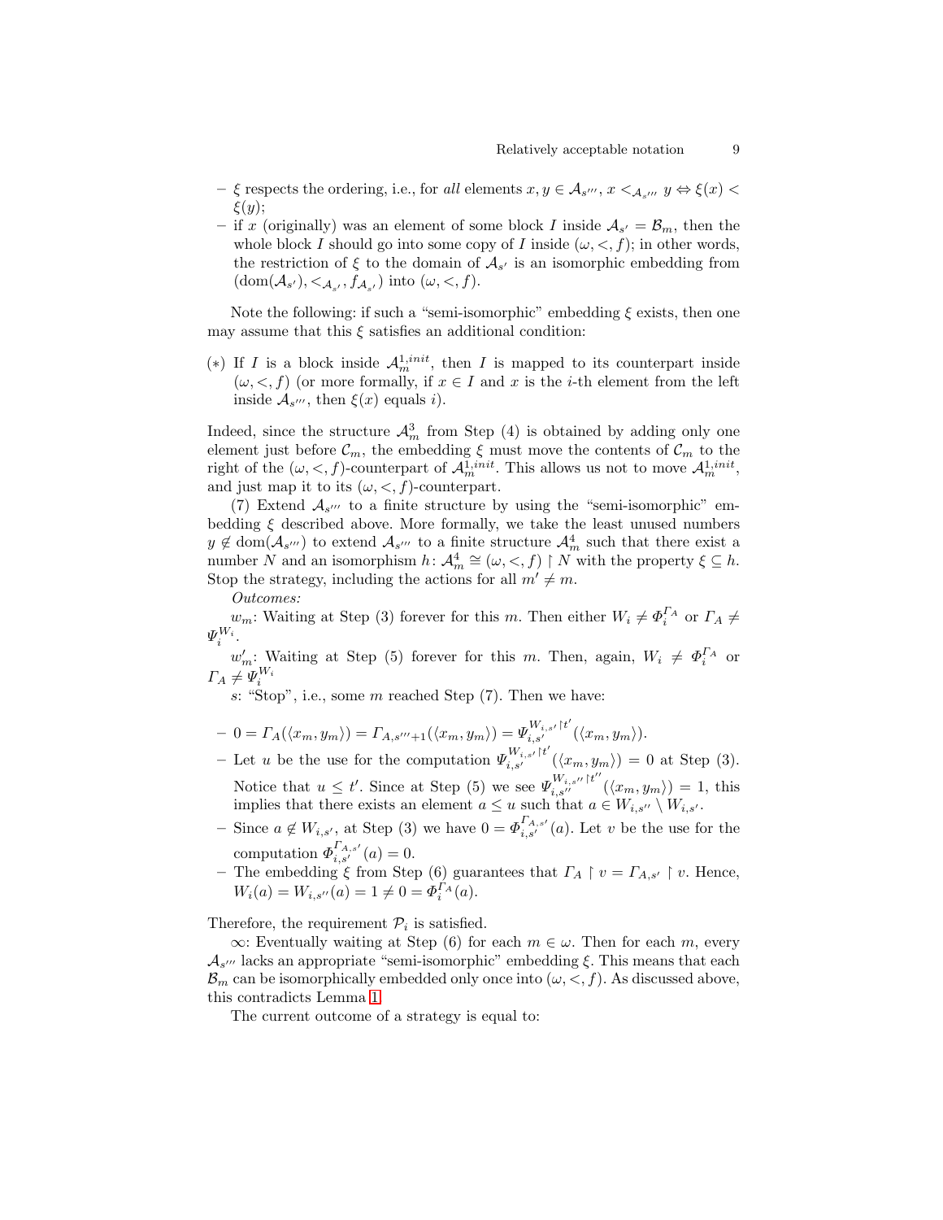- $\xi$ respects the ordering, i.e., for *all* elements $x, y \in \mathcal{A}_{s'''}$, $x <_{\mathcal{A}_{s'''}} y \Leftrightarrow \xi(x) < \xi(y)$;
- if $x$ (originally) was an element of some block $I$ inside $\mathcal{A}_{s'} = \mathcal{B}_m$, then the whole block $I$ should go into some copy of $I$ inside $(\omega, <, f)$; in other words, the restriction of $\xi$ to the domain of $\mathcal{A}_{s'}$ is an isomorphic embedding from $(\mathrm{dom}(\mathcal{A}_{s'}), <_{\mathcal{A}_{s'}}, f_{\mathcal{A}_{s'}})$ into $(\omega, <, f)$.

Note the following: if such a "semi-isomorphic" embedding $\xi$ exists, then one may assume that this $\xi$ satisfies an additional condition:

($*$) If $I$ is a block inside $\mathcal{A}^{1,init}_m$, then $I$ is mapped to its counterpart inside $(\omega, <, f)$ (or more formally, if $x \in I$ and $x$ is the $i$-th element from the left inside $\mathcal{A}_{s'''}$, then $\xi(x)$ equals $i$).

Indeed, since the structure $\mathcal{A}^3_m$ from Step (4) is obtained by adding only one element just before $\mathcal{C}_m$, the embedding $\xi$ must move the contents of $\mathcal{C}_m$ to the right of the $(\omega, <, f)$-counterpart of $\mathcal{A}^{1,init}_m$. This allows us not to move $\mathcal{A}^{1,init}_m$, and just map it to its $(\omega, <, f)$-counterpart.

(7) Extend $\mathcal{A}_{s'''}$ to a finite structure by using the "semi-isomorphic" embedding $\xi$ described above. More formally, we take the least unused numbers $y \notin \mathrm{dom}(\mathcal{A}_{s'''})$ to extend $\mathcal{A}_{s'''}$ to a finite structure $\mathcal{A}^4_m$ such that there exist a number $N$ and an isomorphism $h\colon \mathcal{A}^4_m \cong (\omega, <, f) \upharpoonright N$ with the property $\xi \subseteq h$. Stop the strategy, including the actions for all $m' \neq m$.

*Outcomes:*

$w_m$: Waiting at Step (3) forever for this $m$. Then either $W_i \neq \Phi_i^{\Gamma_A}$ or $\Gamma_A \neq \Psi_i^{W_i}$.

$w'_m$: Waiting at Step (5) forever for this $m$. Then, again, $W_i \neq \Phi_i^{\Gamma_A}$ or $\Gamma_A \neq \Psi_i^{W_i}$

$s$: "Stop", i.e., some $m$ reached Step (7). Then we have:

- $0 = \Gamma_A(\langle x_m, y_m\rangle) = \Gamma_{A,s'''+1}(\langle x_m, y_m\rangle) = \Psi_{i,s'}^{W_{i,s'}\upharpoonright t'}(\langle x_m, y_m\rangle)$.
- Let $u$ be the use for the computation $\Psi_{i,s'}^{W_{i,s'}\upharpoonright t'}(\langle x_m, y_m\rangle) = 0$ at Step (3). Notice that $u \leq t'$. Since at Step (5) we see $\Psi_{i,s''}^{W_{i,s''}\upharpoonright t''}(\langle x_m, y_m\rangle) = 1$, this implies that there exists an element $a \leq u$ such that $a \in W_{i,s''} \setminus W_{i,s'}$.
- Since $a \notin W_{i,s'}$, at Step (3) we have $0 = \Phi_{i,s'}^{\Gamma_{A,s'}}(a)$. Let $v$ be the use for the computation $\Phi_{i,s'}^{\Gamma_{A,s'}}(a) = 0$.
- The embedding $\xi$ from Step (6) guarantees that $\Gamma_A \upharpoonright v = \Gamma_{A,s'} \upharpoonright v$. Hence, $W_i(a) = W_{i,s''}(a) = 1 \neq 0 = \Phi_i^{\Gamma_A}(a)$.

Therefore, the requirement $\mathcal{P}_i$ is satisfied.

$\infty$: Eventually waiting at Step (6) for each $m \in \omega$. Then for each $m$, every $\mathcal{A}_{s'''}$ lacks an appropriate "semi-isomorphic" embedding $\xi$. This means that each $\mathcal{B}_m$ can be isomorphically embedded only once into $(\omega, <, f)$. As discussed above, this contradicts Lemma 1.

The current outcome of a strategy is equal to: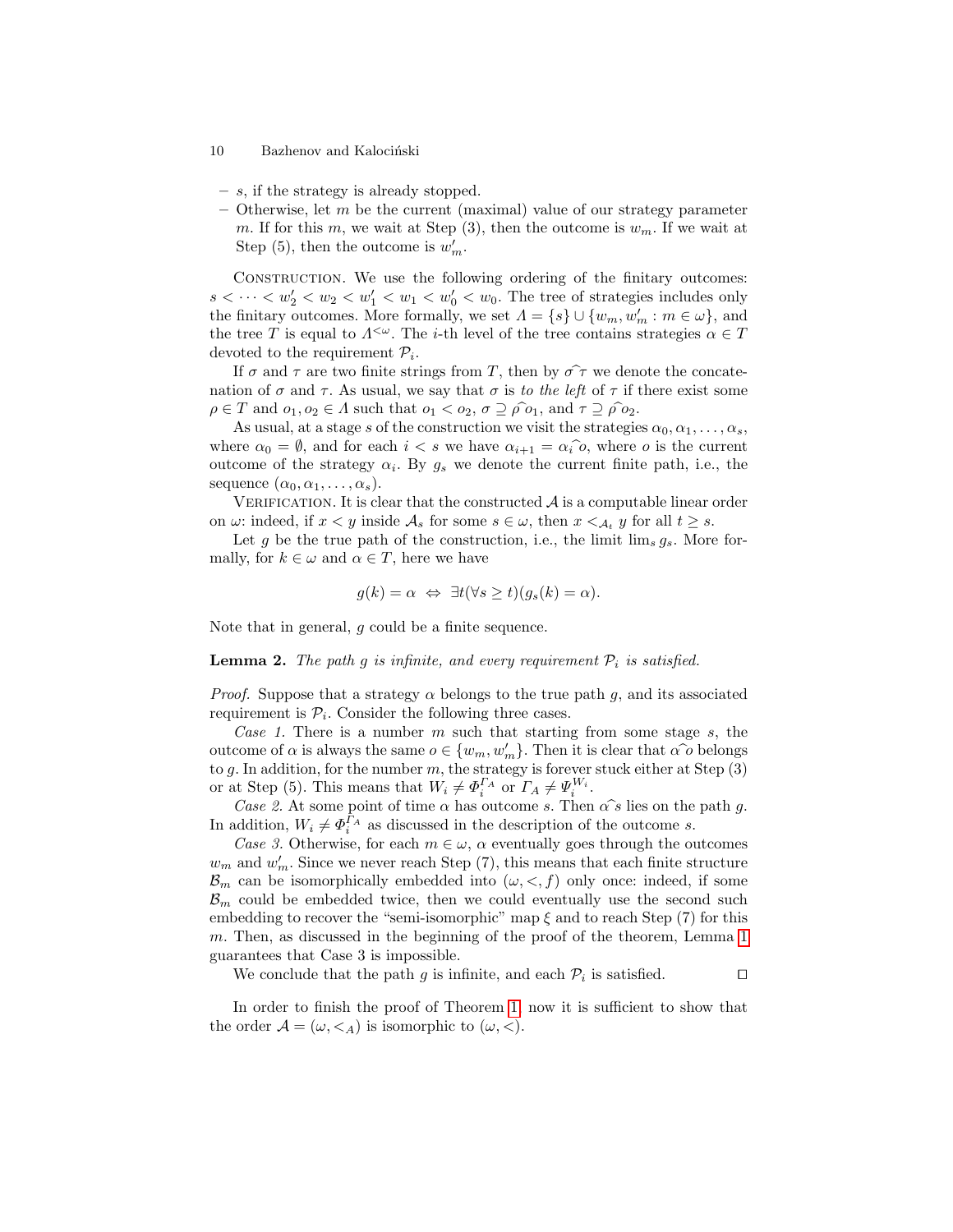– $s$, if the strategy is already stopped.
– Otherwise, let $m$ be the current (maximal) value of our strategy parameter $m$. If for this $m$, we wait at Step (3), then the outcome is $w_m$. If we wait at Step (5), then the outcome is $w'_m$.

Construction. We use the following ordering of the finitary outcomes: $s < \cdots < w'_2 < w_2 < w'_1 < w_1 < w'_0 < w_0$. The tree of strategies includes only the finitary outcomes. More formally, we set $\Lambda = \{s\} \cup \{w_m, w'_m : m \in \omega\}$, and the tree $T$ is equal to $\Lambda^{<\omega}$. The $i$-th level of the tree contains strategies $\alpha \in T$ devoted to the requirement $\mathcal{P}_i$.

If $\sigma$ and $\tau$ are two finite strings from $T$, then by $\sigma\widehat{\ }\tau$ we denote the concatenation of $\sigma$ and $\tau$. As usual, we say that $\sigma$ is *to the left* of $\tau$ if there exist some $\rho \in T$ and $o_1, o_2 \in \Lambda$ such that $o_1 < o_2$, $\sigma \supseteq \rho\widehat{\ }o_1$, and $\tau \supseteq \rho\widehat{\ }o_2$.

As usual, at a stage $s$ of the construction we visit the strategies $\alpha_0, \alpha_1, \ldots, \alpha_s$, where $\alpha_0 = \emptyset$, and for each $i < s$ we have $\alpha_{i+1} = \alpha_i\widehat{\ }o$, where $o$ is the current outcome of the strategy $\alpha_i$. By $g_s$ we denote the current finite path, i.e., the sequence $(\alpha_0, \alpha_1, \ldots, \alpha_s)$.

Verification. It is clear that the constructed $\mathcal{A}$ is a computable linear order on $\omega$: indeed, if $x < y$ inside $\mathcal{A}_s$ for some $s \in \omega$, then $x <_{\mathcal{A}_t} y$ for all $t \geq s$.

Let $g$ be the true path of the construction, i.e., the limit $\lim_s g_s$. More formally, for $k \in \omega$ and $\alpha \in T$, here we have

$$g(k) = \alpha \;\Leftrightarrow\; \exists t (\forall s \geq t)(g_s(k) = \alpha).$$

Note that in general, $g$ could be a finite sequence.

**Lemma 2.** *The path $g$ is infinite, and every requirement $\mathcal{P}_i$ is satisfied.*

*Proof.* Suppose that a strategy $\alpha$ belongs to the true path $g$, and its associated requirement is $\mathcal{P}_i$. Consider the following three cases.

*Case 1.* There is a number $m$ such that starting from some stage $s$, the outcome of $\alpha$ is always the same $o \in \{w_m, w'_m\}$. Then it is clear that $\alpha\widehat{\ }o$ belongs to $g$. In addition, for the number $m$, the strategy is forever stuck either at Step (3) or at Step (5). This means that $W_i \neq \Phi_i^{\Gamma_A}$ or $\Gamma_A \neq \Psi_i^{W_i}$.

*Case 2.* At some point of time $\alpha$ has outcome $s$. Then $\alpha\widehat{\ }s$ lies on the path $g$. In addition, $W_i \neq \Phi_i^{\Gamma_A}$ as discussed in the description of the outcome $s$.

*Case 3.* Otherwise, for each $m \in \omega$, $\alpha$ eventually goes through the outcomes $w_m$ and $w'_m$. Since we never reach Step (7), this means that each finite structure $\mathcal{B}_m$ can be isomorphically embedded into $(\omega, <, f)$ only once: indeed, if some $\mathcal{B}_m$ could be embedded twice, then we could eventually use the second such embedding to recover the "semi-isomorphic" map $\xi$ and to reach Step (7) for this $m$. Then, as discussed in the beginning of the proof of the theorem, Lemma 1 guarantees that Case 3 is impossible.

We conclude that the path $g$ is infinite, and each $\mathcal{P}_i$ is satisfied. ◻

In order to finish the proof of Theorem 1, now it is sufficient to show that the order $\mathcal{A} = (\omega, <_A)$ is isomorphic to $(\omega, <)$.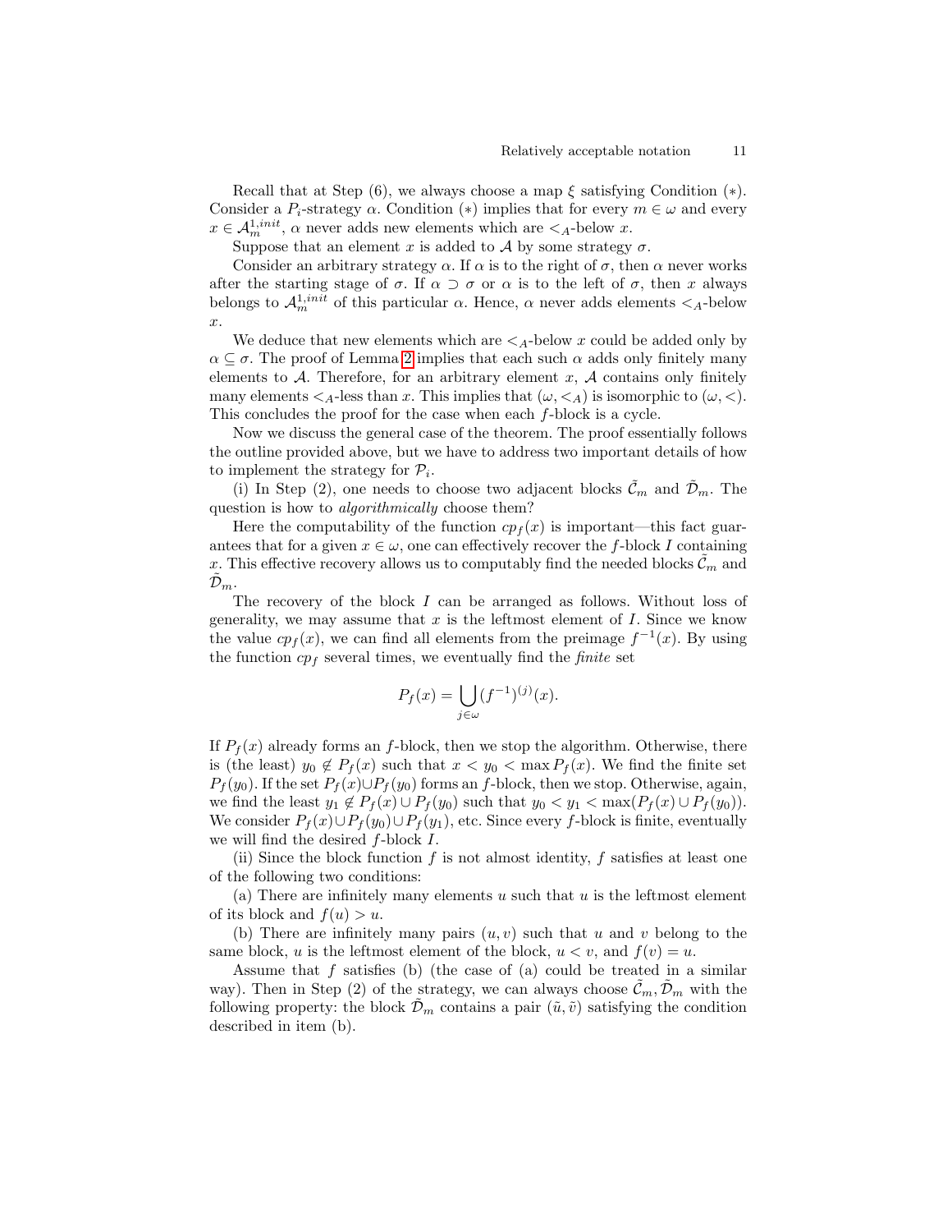Recall that at Step (6), we always choose a map $\xi$ satisfying Condition $(*)$. Consider a $P_i$-strategy $\alpha$. Condition $(*)$ implies that for every $m \in \omega$ and every $x \in \mathcal{A}_m^{1,init}$, $\alpha$ never adds new elements which are $<_A$-below $x$.

Suppose that an element $x$ is added to $\mathcal{A}$ by some strategy $\sigma$.

Consider an arbitrary strategy $\alpha$. If $\alpha$ is to the right of $\sigma$, then $\alpha$ never works after the starting stage of $\sigma$. If $\alpha \supset \sigma$ or $\alpha$ is to the left of $\sigma$, then $x$ always belongs to $\mathcal{A}_m^{1,init}$ of this particular $\alpha$. Hence, $\alpha$ never adds elements $<_A$-below $x$.

We deduce that new elements which are $<_A$-below $x$ could be added only by $\alpha \subseteq \sigma$. The proof of Lemma 2 implies that each such $\alpha$ adds only finitely many elements to $\mathcal{A}$. Therefore, for an arbitrary element $x$, $\mathcal{A}$ contains only finitely many elements $<_A$-less than $x$. This implies that $(\omega, <_A)$ is isomorphic to $(\omega, <)$. This concludes the proof for the case when each $f$-block is a cycle.

Now we discuss the general case of the theorem. The proof essentially follows the outline provided above, but we have to address two important details of how to implement the strategy for $\mathcal{P}_i$.

(i) In Step (2), one needs to choose two adjacent blocks $\tilde{\mathcal{C}}_m$ and $\tilde{\mathcal{D}}_m$. The question is how to *algorithmically* choose them?

Here the computability of the function $cp_f(x)$ is important—this fact guarantees that for a given $x \in \omega$, one can effectively recover the $f$-block $I$ containing $x$. This effective recovery allows us to computably find the needed blocks $\tilde{\mathcal{C}}_m$ and $\tilde{\mathcal{D}}_m$.

The recovery of the block $I$ can be arranged as follows. Without loss of generality, we may assume that $x$ is the leftmost element of $I$. Since we know the value $cp_f(x)$, we can find all elements from the preimage $f^{-1}(x)$. By using the function $cp_f$ several times, we eventually find the *finite* set

$$P_f(x) = \bigcup_{j\in\omega} (f^{-1})^{(j)}(x).$$

If $P_f(x)$ already forms an $f$-block, then we stop the algorithm. Otherwise, there is (the least) $y_0 \notin P_f(x)$ such that $x < y_0 < \max P_f(x)$. We find the finite set $P_f(y_0)$. If the set $P_f(x) \cup P_f(y_0)$ forms an $f$-block, then we stop. Otherwise, again, we find the least $y_1 \notin P_f(x) \cup P_f(y_0)$ such that $y_0 < y_1 < \max(P_f(x) \cup P_f(y_0))$. We consider $P_f(x) \cup P_f(y_0) \cup P_f(y_1)$, etc. Since every $f$-block is finite, eventually we will find the desired $f$-block $I$.

(ii) Since the block function $f$ is not almost identity, $f$ satisfies at least one of the following two conditions:

(a) There are infinitely many elements $u$ such that $u$ is the leftmost element of its block and $f(u) > u$.

(b) There are infinitely many pairs $(u, v)$ such that $u$ and $v$ belong to the same block, $u$ is the leftmost element of the block, $u < v$, and $f(v) = u$.

Assume that $f$ satisfies (b) (the case of (a) could be treated in a similar way). Then in Step (2) of the strategy, we can always choose $\tilde{\mathcal{C}}_m, \tilde{\mathcal{D}}_m$ with the following property: the block $\tilde{\mathcal{D}}_m$ contains a pair $(\tilde{u}, \tilde{v})$ satisfying the condition described in item (b).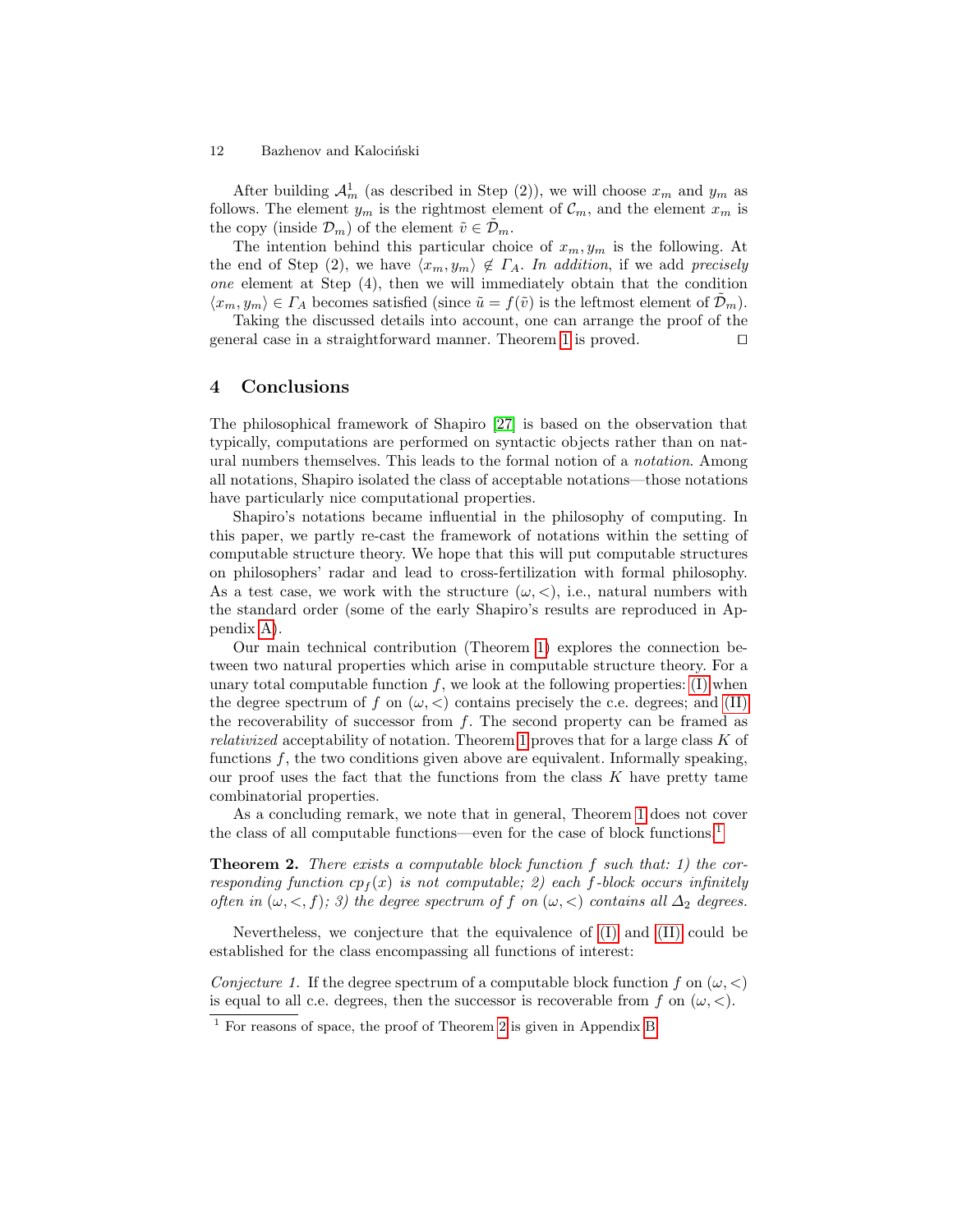After building $\mathcal{A}_m^1$ (as described in Step (2)), we will choose $x_m$ and $y_m$ as follows. The element $y_m$ is the rightmost element of $\mathcal{C}_m$, and the element $x_m$ is the copy (inside $\mathcal{D}_m$) of the element $\tilde{v} \in \tilde{\mathcal{D}}_m$.

The intention behind this particular choice of $x_m, y_m$ is the following. At the end of Step (2), we have $\langle x_m, y_m \rangle \notin \Gamma_A$. *In addition*, if we add *precisely one* element at Step (4), then we will immediately obtain that the condition $\langle x_m, y_m \rangle \in \Gamma_A$ becomes satisfied (since $\tilde{u} = f(\tilde{v})$ is the leftmost element of $\tilde{\mathcal{D}}_m$).

Taking the discussed details into account, one can arrange the proof of the general case in a straightforward manner. Theorem 1 is proved. ◻

## 4 Conclusions

The philosophical framework of Shapiro [27] is based on the observation that typically, computations are performed on syntactic objects rather than on natural numbers themselves. This leads to the formal notion of a *notation*. Among all notations, Shapiro isolated the class of acceptable notations—those notations have particularly nice computational properties.

Shapiro's notations became influential in the philosophy of computing. In this paper, we partly re-cast the framework of notations within the setting of computable structure theory. We hope that this will put computable structures on philosophers' radar and lead to cross-fertilization with formal philosophy. As a test case, we work with the structure $(\omega, <)$, i.e., natural numbers with the standard order (some of the early Shapiro's results are reproduced in Appendix A).

Our main technical contribution (Theorem 1) explores the connection between two natural properties which arise in computable structure theory. For a unary total computable function $f$, we look at the following properties: (I) when the degree spectrum of $f$ on $(\omega, <)$ contains precisely the c.e. degrees; and (II) the recoverability of successor from $f$. The second property can be framed as *relativized* acceptability of notation. Theorem 1 proves that for a large class $K$ of functions $f$, the two conditions given above are equivalent. Informally speaking, our proof uses the fact that the functions from the class $K$ have pretty tame combinatorial properties.

As a concluding remark, we note that in general, Theorem 1 does not cover the class of all computable functions—even for the case of block functions.[1]

**Theorem 2.** *There exists a computable block function $f$ such that: 1) the corresponding function $cp_f(x)$ is not computable; 2) each $f$-block occurs infinitely often in $(\omega, <, f)$; 3) the degree spectrum of $f$ on $(\omega, <)$ contains all $\Delta_2$ degrees.*

Nevertheless, we conjecture that the equivalence of (I) and (II) could be established for the class encompassing all functions of interest:

*Conjecture 1.* If the degree spectrum of a computable block function $f$ on $(\omega, <)$ is equal to all c.e. degrees, then the successor is recoverable from $f$ on $(\omega, <)$.

[1] For reasons of space, the proof of Theorem 2 is given in Appendix B.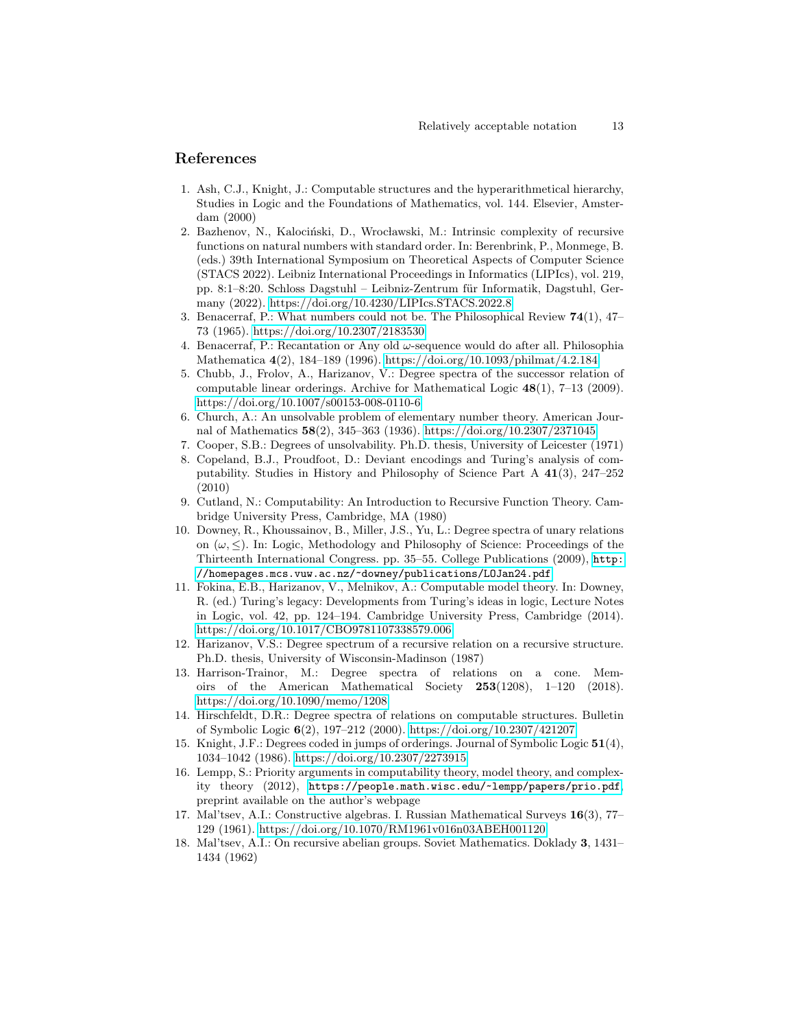## References

1. Ash, C.J., Knight, J.: Computable structures and the hyperarithmetical hierarchy, Studies in Logic and the Foundations of Mathematics, vol. 144. Elsevier, Amsterdam (2000)
2. Bazhenov, N., Kalociński, D., Wrocławski, M.: Intrinsic complexity of recursive functions on natural numbers with standard order. In: Berenbrink, P., Monmege, B. (eds.) 39th International Symposium on Theoretical Aspects of Computer Science (STACS 2022). Leibniz International Proceedings in Informatics (LIPIcs), vol. 219, pp. 8:1–8:20. Schloss Dagstuhl – Leibniz-Zentrum für Informatik, Dagstuhl, Germany (2022). https://doi.org/10.4230/LIPIcs.STACS.2022.8
3. Benacerraf, P.: What numbers could not be. The Philosophical Review **74**(1), 47–73 (1965). https://doi.org/10.2307/2183530
4. Benacerraf, P.: Recantation or Any old $\omega$-sequence would do after all. Philosophia Mathematica **4**(2), 184–189 (1996). https://doi.org/10.1093/philmat/4.2.184
5. Chubb, J., Frolov, A., Harizanov, V.: Degree spectra of the successor relation of computable linear orderings. Archive for Mathematical Logic **48**(1), 7–13 (2009). https://doi.org/10.1007/s00153-008-0110-6
6. Church, A.: An unsolvable problem of elementary number theory. American Journal of Mathematics **58**(2), 345–363 (1936). https://doi.org/10.2307/2371045
7. Cooper, S.B.: Degrees of unsolvability. Ph.D. thesis, University of Leicester (1971)
8. Copeland, B.J., Proudfoot, D.: Deviant encodings and Turing's analysis of computability. Studies in History and Philosophy of Science Part A **41**(3), 247–252 (2010)
9. Cutland, N.: Computability: An Introduction to Recursive Function Theory. Cambridge University Press, Cambridge, MA (1980)
10. Downey, R., Khoussainov, B., Miller, J.S., Yu, L.: Degree spectra of unary relations on $(\omega, \leq)$. In: Logic, Methodology and Philosophy of Science: Proceedings of the Thirteenth International Congress. pp. 35–55. College Publications (2009), http://homepages.mcs.vuw.ac.nz/~downey/publications/LOJan24.pdf
11. Fokina, E.B., Harizanov, V., Melnikov, A.: Computable model theory. In: Downey, R. (ed.) Turing's legacy: Developments from Turing's ideas in logic, Lecture Notes in Logic, vol. 42, pp. 124–194. Cambridge University Press, Cambridge (2014). https://doi.org/10.1017/CBO9781107338579.006
12. Harizanov, V.S.: Degree spectrum of a recursive relation on a recursive structure. Ph.D. thesis, University of Wisconsin-Madinson (1987)
13. Harrison-Trainor, M.: Degree spectra of relations on a cone. Memoirs of the American Mathematical Society **253**(1208), 1–120 (2018). https://doi.org/10.1090/memo/1208
14. Hirschfeldt, D.R.: Degree spectra of relations on computable structures. Bulletin of Symbolic Logic **6**(2), 197–212 (2000). https://doi.org/10.2307/421207
15. Knight, J.F.: Degrees coded in jumps of orderings. Journal of Symbolic Logic **51**(4), 1034–1042 (1986). https://doi.org/10.2307/2273915
16. Lempp, S.: Priority arguments in computability theory, model theory, and complexity theory (2012), https://people.math.wisc.edu/~lempp/papers/prio.pdf, preprint available on the author's webpage
17. Mal'tsev, A.I.: Constructive algebras. I. Russian Mathematical Surveys **16**(3), 77–129 (1961). https://doi.org/10.1070/RM1961v016n03ABEH001120
18. Mal'tsev, A.I.: On recursive abelian groups. Soviet Mathematics. Doklady **3**, 1431–1434 (1962)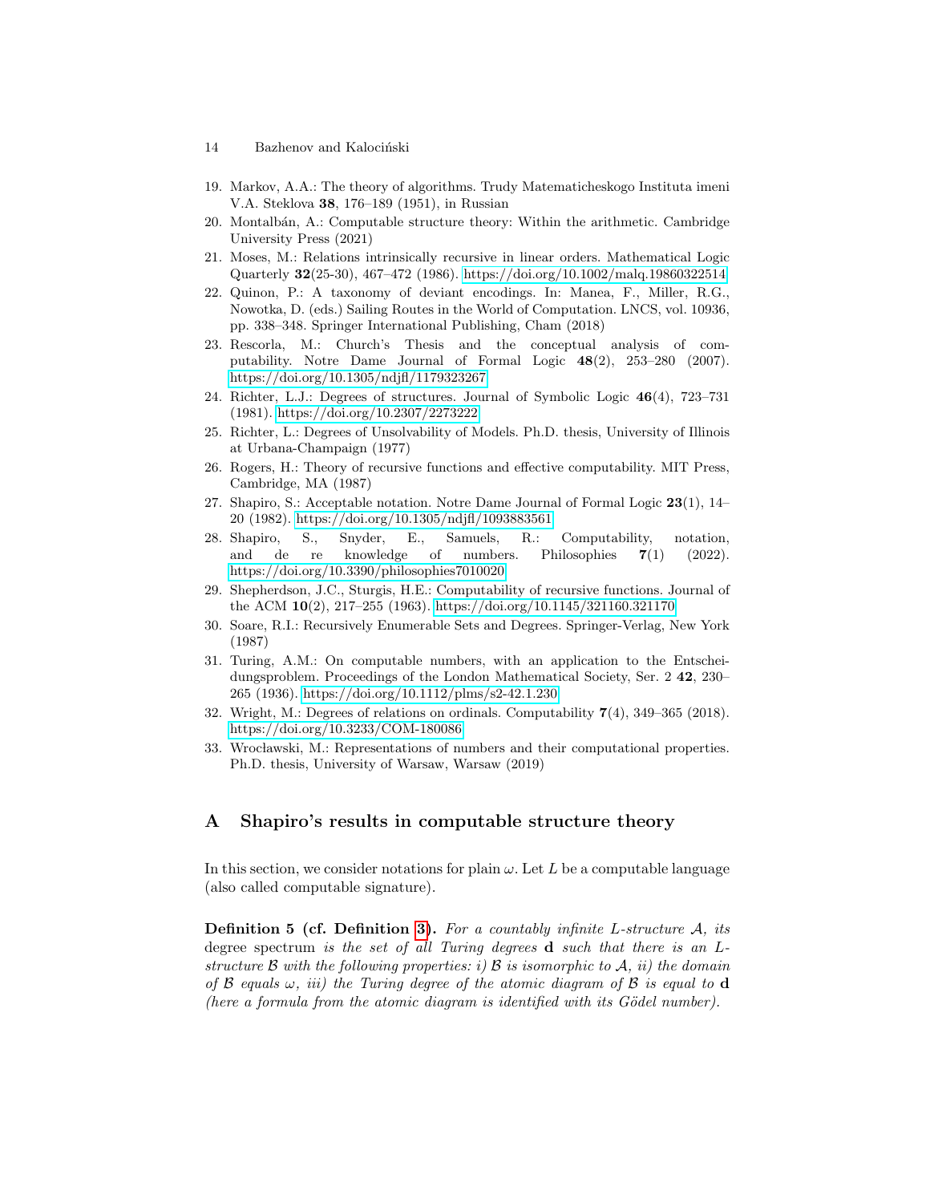19. Markov, A.A.: The theory of algorithms. Trudy Matematicheskogo Instituta imeni V.A. Steklova **38**, 176–189 (1951), in Russian
20. Montalbán, A.: Computable structure theory: Within the arithmetic. Cambridge University Press (2021)
21. Moses, M.: Relations intrinsically recursive in linear orders. Mathematical Logic Quarterly **32**(25-30), 467–472 (1986). https://doi.org/10.1002/malq.19860322514
22. Quinon, P.: A taxonomy of deviant encodings. In: Manea, F., Miller, R.G., Nowotka, D. (eds.) Sailing Routes in the World of Computation. LNCS, vol. 10936, pp. 338–348. Springer International Publishing, Cham (2018)
23. Rescorla, M.: Church's Thesis and the conceptual analysis of computability. Notre Dame Journal of Formal Logic **48**(2), 253–280 (2007). https://doi.org/10.1305/ndjfl/1179323267
24. Richter, L.J.: Degrees of structures. Journal of Symbolic Logic **46**(4), 723–731 (1981). https://doi.org/10.2307/2273222
25. Richter, L.: Degrees of Unsolvability of Models. Ph.D. thesis, University of Illinois at Urbana-Champaign (1977)
26. Rogers, H.: Theory of recursive functions and effective computability. MIT Press, Cambridge, MA (1987)
27. Shapiro, S.: Acceptable notation. Notre Dame Journal of Formal Logic **23**(1), 14–20 (1982). https://doi.org/10.1305/ndjfl/1093883561
28. Shapiro, S., Snyder, E., Samuels, R.: Computability, notation, and de re knowledge of numbers. Philosophies **7**(1) (2022). https://doi.org/10.3390/philosophies7010020
29. Shepherdson, J.C., Sturgis, H.E.: Computability of recursive functions. Journal of the ACM **10**(2), 217–255 (1963). https://doi.org/10.1145/321160.321170
30. Soare, R.I.: Recursively Enumerable Sets and Degrees. Springer-Verlag, New York (1987)
31. Turing, A.M.: On computable numbers, with an application to the Entscheidungsproblem. Proceedings of the London Mathematical Society, Ser. 2 **42**, 230–265 (1936). https://doi.org/10.1112/plms/s2-42.1.230
32. Wright, M.: Degrees of relations on ordinals. Computability **7**(4), 349–365 (2018). https://doi.org/10.3233/COM-180086
33. Wrocławski, M.: Representations of numbers and their computational properties. Ph.D. thesis, University of Warsaw, Warsaw (2019)

## A Shapiro's results in computable structure theory

In this section, we consider notations for plain $\omega$. Let $L$ be a computable language (also called computable signature).

**Definition 5 (cf. Definition 3).** *For a countably infinite $L$-structure $\mathcal{A}$, its* degree spectrum *is the set of all Turing degrees $\mathbf{d}$ such that there is an $L$-structure $\mathcal{B}$ with the following properties: i) $\mathcal{B}$ is isomorphic to $\mathcal{A}$, ii) the domain of $\mathcal{B}$ equals $\omega$, iii) the Turing degree of the atomic diagram of $\mathcal{B}$ is equal to $\mathbf{d}$ (here a formula from the atomic diagram is identified with its Gödel number).*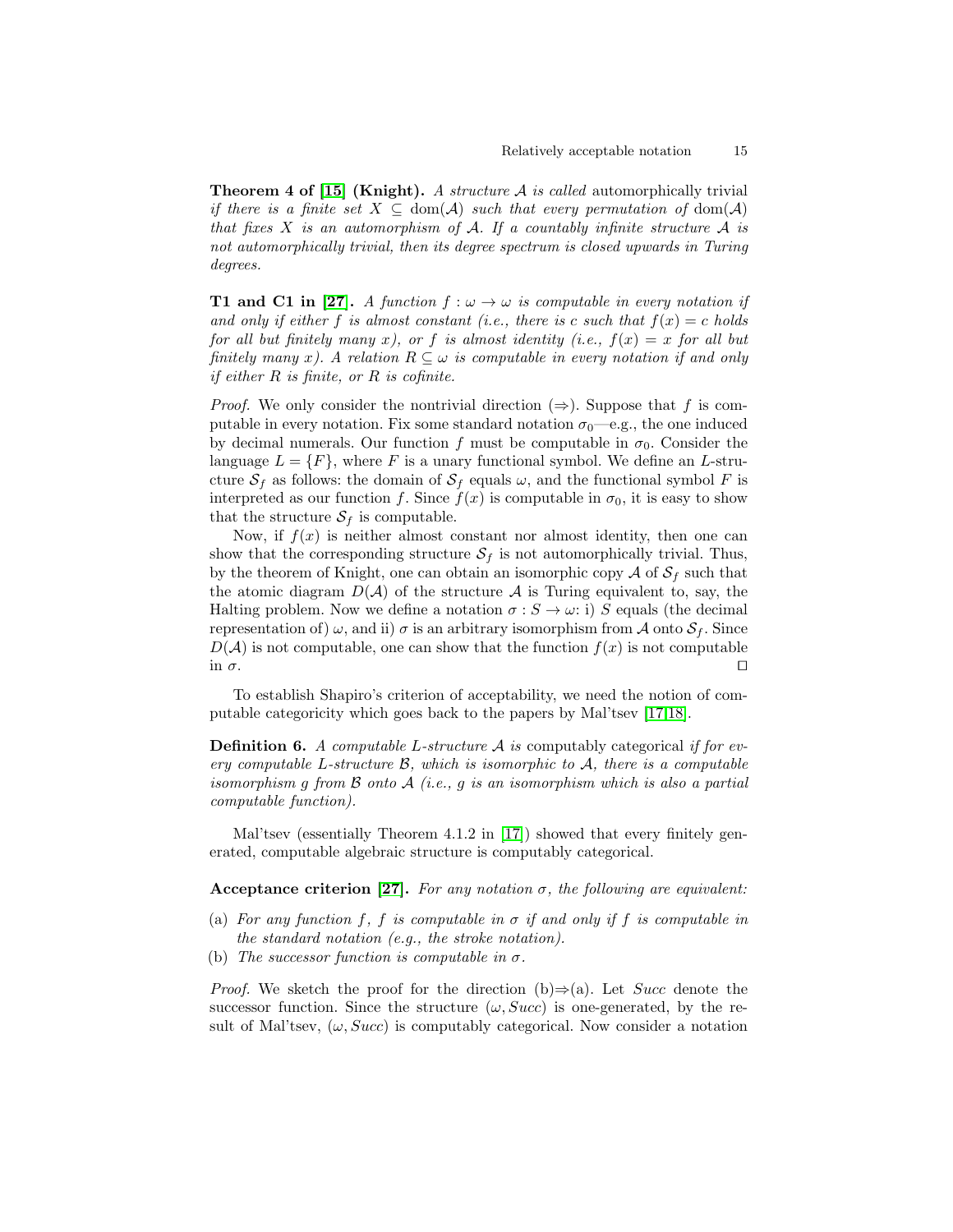**Theorem 4 of [15] (Knight).** *A structure $\mathcal{A}$ is called* automorphically trivial *if there is a finite set $X \subseteq \mathrm{dom}(\mathcal{A})$ such that every permutation of $\mathrm{dom}(\mathcal{A})$ that fixes $X$ is an automorphism of $\mathcal{A}$. If a countably infinite structure $\mathcal{A}$ is not automorphically trivial, then its degree spectrum is closed upwards in Turing degrees.*

**T1 and C1 in [27].** *A function $f : \omega \to \omega$ is computable in every notation if and only if either $f$ is almost constant (i.e., there is $c$ such that $f(x) = c$ holds for all but finitely many $x$), or $f$ is almost identity (i.e., $f(x) = x$ for all but finitely many $x$). A relation $R \subseteq \omega$ is computable in every notation if and only if either $R$ is finite, or $R$ is cofinite.*

*Proof.* We only consider the nontrivial direction ($\Rightarrow$). Suppose that $f$ is computable in every notation. Fix some standard notation $\sigma_0$—e.g., the one induced by decimal numerals. Our function $f$ must be computable in $\sigma_0$. Consider the language $L = \{F\}$, where $F$ is a unary functional symbol. We define an $L$-structure $\mathcal{S}_f$ as follows: the domain of $\mathcal{S}_f$ equals $\omega$, and the functional symbol $F$ is interpreted as our function $f$. Since $f(x)$ is computable in $\sigma_0$, it is easy to show that the structure $\mathcal{S}_f$ is computable.

Now, if $f(x)$ is neither almost constant nor almost identity, then one can show that the corresponding structure $\mathcal{S}_f$ is not automorphically trivial. Thus, by the theorem of Knight, one can obtain an isomorphic copy $\mathcal{A}$ of $\mathcal{S}_f$ such that the atomic diagram $D(\mathcal{A})$ of the structure $\mathcal{A}$ is Turing equivalent to, say, the Halting problem. Now we define a notation $\sigma : S \to \omega$: i) $S$ equals (the decimal representation of) $\omega$, and ii) $\sigma$ is an arbitrary isomorphism from $\mathcal{A}$ onto $\mathcal{S}_f$. Since $D(\mathcal{A})$ is not computable, one can show that the function $f(x)$ is not computable in $\sigma$. ◻

To establish Shapiro's criterion of acceptability, we need the notion of computable categoricity which goes back to the papers by Mal'tsev [17,18].

**Definition 6.** *A computable $L$-structure $\mathcal{A}$ is* computably categorical *if for every computable $L$-structure $\mathcal{B}$, which is isomorphic to $\mathcal{A}$, there is a computable isomorphism $g$ from $\mathcal{B}$ onto $\mathcal{A}$ (i.e., $g$ is an isomorphism which is also a partial computable function).*

Mal'tsev (essentially Theorem 4.1.2 in [17]) showed that every finitely generated, computable algebraic structure is computably categorical.

**Acceptance criterion [27].** *For any notation $\sigma$, the following are equivalent:*

- (a) *For any function $f$, $f$ is computable in $\sigma$ if and only if $f$ is computable in the standard notation (e.g., the stroke notation).*
- (b) *The successor function is computable in $\sigma$.*

*Proof.* We sketch the proof for the direction (b)$\Rightarrow$(a). Let $Succ$ denote the successor function. Since the structure $(\omega, Succ)$ is one-generated, by the result of Mal'tsev, $(\omega, Succ)$ is computably categorical. Now consider a notation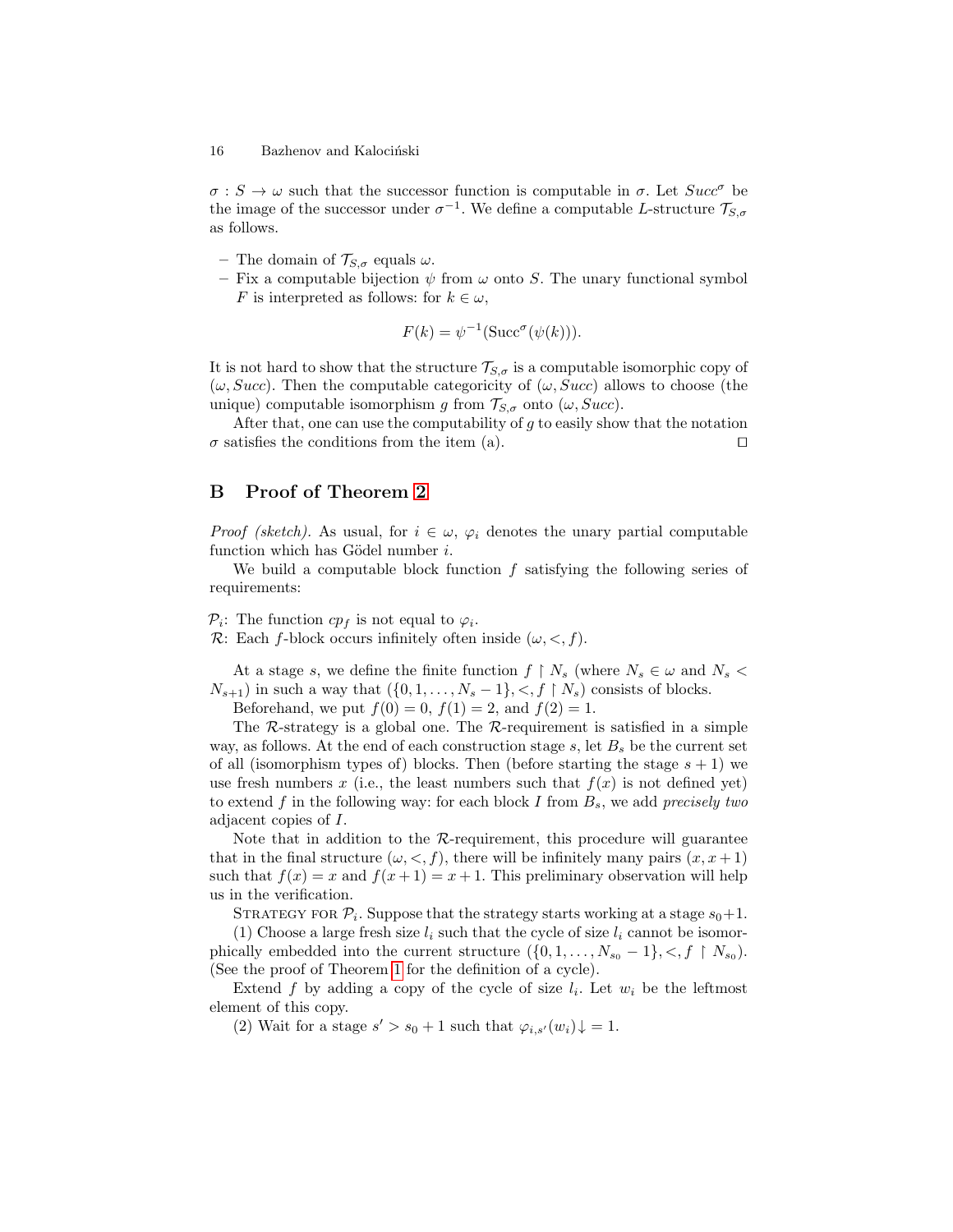$\sigma : S \to \omega$ such that the successor function is computable in $\sigma$. Let $Succ^{\sigma}$ be the image of the successor under $\sigma^{-1}$. We define a computable $L$-structure $\mathcal{T}_{S,\sigma}$ as follows.

- The domain of $\mathcal{T}_{S,\sigma}$ equals $\omega$.
- Fix a computable bijection $\psi$ from $\omega$ onto $S$. The unary functional symbol $F$ is interpreted as follows: for $k \in \omega$,

$$F(k) = \psi^{-1}(\mathrm{Succ}^{\sigma}(\psi(k))).$$

It is not hard to show that the structure $\mathcal{T}_{S,\sigma}$ is a computable isomorphic copy of $(\omega, Succ)$. Then the computable categoricity of $(\omega, Succ)$ allows to choose (the unique) computable isomorphism $g$ from $\mathcal{T}_{S,\sigma}$ onto $(\omega, Succ)$.

After that, one can use the computability of $g$ to easily show that the notation $\sigma$ satisfies the conditions from the item (a). ◻

## B Proof of Theorem 2

*Proof (sketch).* As usual, for $i \in \omega$, $\varphi_i$ denotes the unary partial computable function which has Gödel number $i$.

We build a computable block function $f$ satisfying the following series of requirements:

$\mathcal{P}_i$: The function $cp_f$ is not equal to $\varphi_i$.
$\mathcal{R}$: Each $f$-block occurs infinitely often inside $(\omega, <, f)$.

At a stage $s$, we define the finite function $f \upharpoonright N_s$ (where $N_s \in \omega$ and $N_s < N_{s+1}$) in such a way that $(\{0, 1, \dots, N_s - 1\}, <, f \upharpoonright N_s)$ consists of blocks.

Beforehand, we put $f(0) = 0$, $f(1) = 2$, and $f(2) = 1$.

The $\mathcal{R}$-strategy is a global one. The $\mathcal{R}$-requirement is satisfied in a simple way, as follows. At the end of each construction stage $s$, let $B_s$ be the current set of all (isomorphism types of) blocks. Then (before starting the stage $s+1$) we use fresh numbers $x$ (i.e., the least numbers such that $f(x)$ is not defined yet) to extend $f$ in the following way: for each block $I$ from $B_s$, we add *precisely two* adjacent copies of $I$.

Note that in addition to the $\mathcal{R}$-requirement, this procedure will guarantee that in the final structure $(\omega, <, f)$, there will be infinitely many pairs $(x, x+1)$ such that $f(x) = x$ and $f(x+1) = x+1$. This preliminary observation will help us in the verification.

Strategy for $\mathcal{P}_i$. Suppose that the strategy starts working at a stage $s_0+1$.

(1) Choose a large fresh size $l_i$ such that the cycle of size $l_i$ cannot be isomorphically embedded into the current structure $(\{0, 1, \dots, N_{s_0} - 1\}, <, f \upharpoonright N_{s_0})$. (See the proof of Theorem 1 for the definition of a cycle).

Extend $f$ by adding a copy of the cycle of size $l_i$. Let $w_i$ be the leftmost element of this copy.

(2) Wait for a stage $s' > s_0 + 1$ such that $\varphi_{i,s'}(w_i)\downarrow = 1$.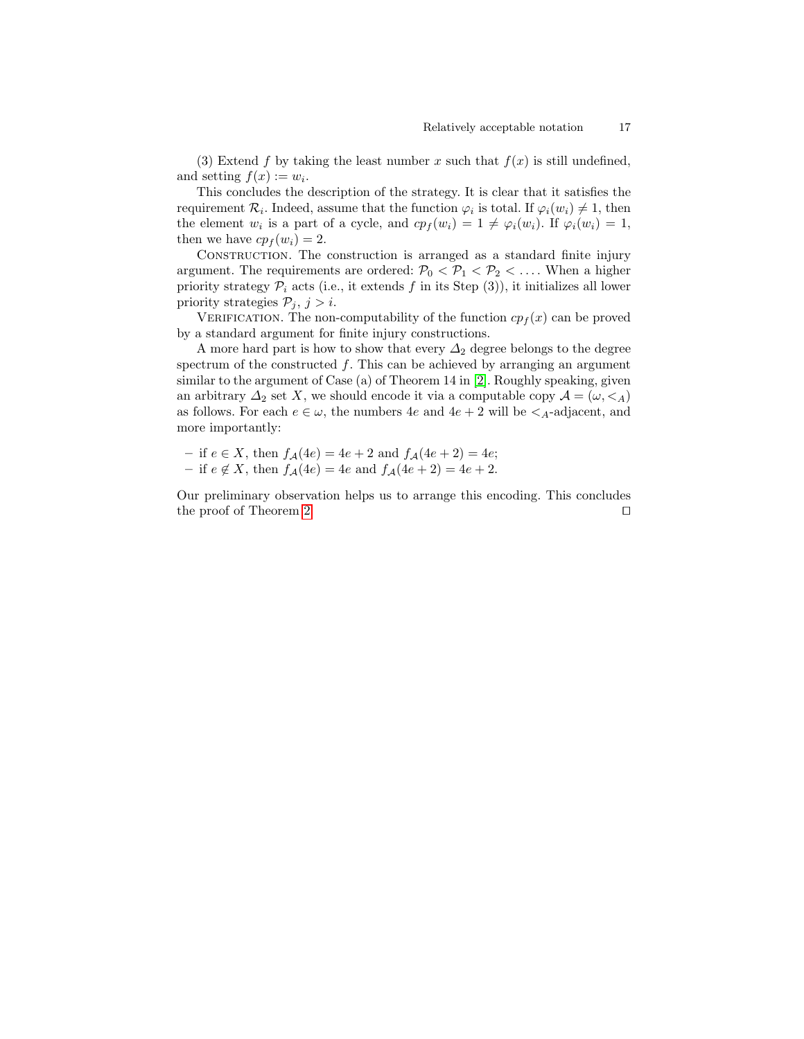(3) Extend $f$ by taking the least number $x$ such that $f(x)$ is still undefined, and setting $f(x) := w_i$.

This concludes the description of the strategy. It is clear that it satisfies the requirement $\mathcal{R}_i$. Indeed, assume that the function $\varphi_i$ is total. If $\varphi_i(w_i) \neq 1$, then the element $w_i$ is a part of a cycle, and $cp_f(w_i) = 1 \neq \varphi_i(w_i)$. If $\varphi_i(w_i) = 1$, then we have $cp_f(w_i) = 2$.

Construction. The construction is arranged as a standard finite injury argument. The requirements are ordered: $\mathcal{P}_0 < \mathcal{P}_1 < \mathcal{P}_2 < \dots$. When a higher priority strategy $\mathcal{P}_i$ acts (i.e., it extends $f$ in its Step (3)), it initializes all lower priority strategies $\mathcal{P}_j$, $j > i$.

Verification. The non-computability of the function $cp_f(x)$ can be proved by a standard argument for finite injury constructions.

A more hard part is how to show that every $\Delta_2$ degree belongs to the degree spectrum of the constructed $f$. This can be achieved by arranging an argument similar to the argument of Case (a) of Theorem 14 in [2]. Roughly speaking, given an arbitrary $\Delta_2$ set $X$, we should encode it via a computable copy $\mathcal{A} = (\omega, <_A)$ as follows. For each $e \in \omega$, the numbers $4e$ and $4e + 2$ will be $<_A$-adjacent, and more importantly:

- if $e \in X$, then $f_{\mathcal{A}}(4e) = 4e + 2$ and $f_{\mathcal{A}}(4e + 2) = 4e$;
- if $e \notin X$, then $f_{\mathcal{A}}(4e) = 4e$ and $f_{\mathcal{A}}(4e + 2) = 4e + 2$.

Our preliminary observation helps us to arrange this encoding. This concludes the proof of Theorem 2. ◻